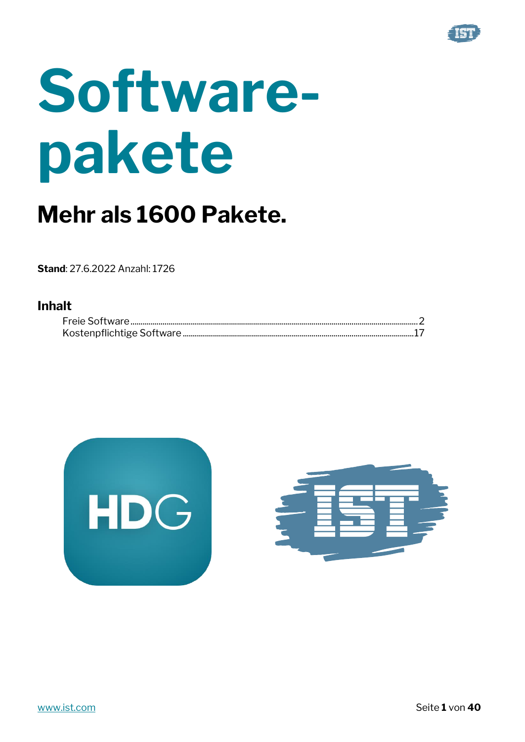# Software-pakete

## Mehr als 1600 Pakete.

**Stand**: 27.6.2022 Anzahl: 1726

### Inhalt

Freie Software ........ 2
Kostenpflichtige Software ........ 17

[www.ist.com](http://www.ist.com)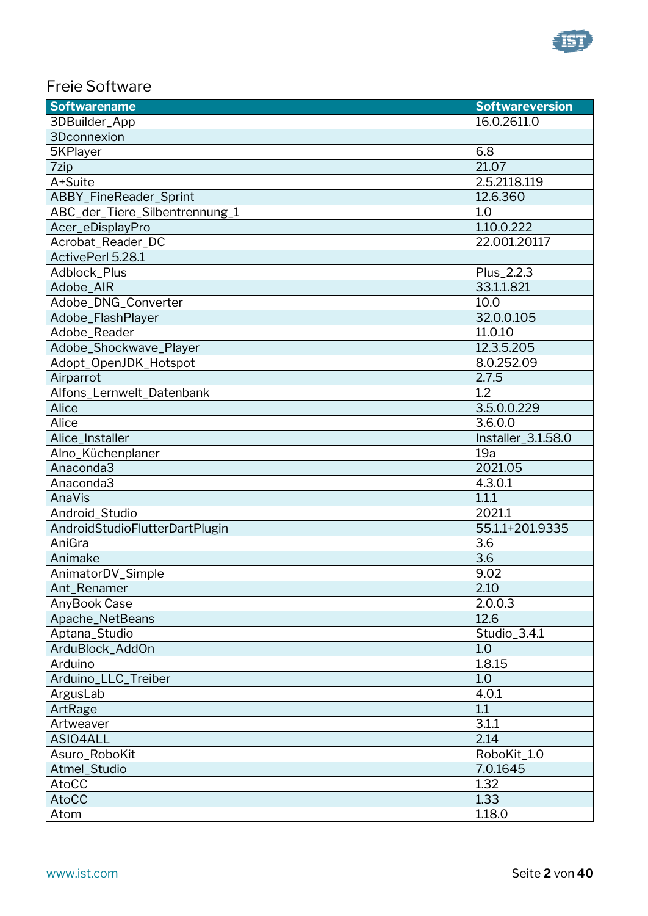## Freie Software

| Softwarename | Softwareversion |
|---|---|
| 3DBuilder_App | 16.0.2611.0 |
| 3Dconnexion | |
| 5KPlayer | 6.8 |
| 7zip | 21.07 |
| A+Suite | 2.5.2118.119 |
| ABBY_FineReader_Sprint | 12.6.360 |
| ABC_der_Tiere_Silbentrennung_1 | 1.0 |
| Acer_eDisplayPro | 1.10.0.222 |
| Acrobat_Reader_DC | 22.001.20117 |
| ActivePerl 5.28.1 | |
| Adblock_Plus | Plus_2.2.3 |
| Adobe_AIR | 33.1.1.821 |
| Adobe_DNG_Converter | 10.0 |
| Adobe_FlashPlayer | 32.0.0.105 |
| Adobe_Reader | 11.0.10 |
| Adobe_Shockwave_Player | 12.3.5.205 |
| Adopt_OpenJDK_Hotspot | 8.0.252.09 |
| Airparrot | 2.7.5 |
| Alfons_Lernwelt_Datenbank | 1.2 |
| Alice | 3.5.0.0.229 |
| Alice | 3.6.0.0 |
| Alice_Installer | Installer_3.1.58.0 |
| Alno_Küchenplaner | 19a |
| Anaconda3 | 2021.05 |
| Anaconda3 | 4.3.0.1 |
| AnaVis | 1.1.1 |
| Android_Studio | 2021.1 |
| AndroidStudioFlutterDartPlugin | 55.1.1+201.9335 |
| AniGra | 3.6 |
| Animake | 3.6 |
| AnimatorDV_Simple | 9.02 |
| Ant_Renamer | 2.10 |
| AnyBook Case | 2.0.0.3 |
| Apache_NetBeans | 12.6 |
| Aptana_Studio | Studio_3.4.1 |
| ArduBlock_AddOn | 1.0 |
| Arduino | 1.8.15 |
| Arduino_LLC_Treiber | 1.0 |
| ArgusLab | 4.0.1 |
| ArtRage | 1.1 |
| Artweaver | 3.1.1 |
| ASIO4ALL | 2.14 |
| Asuro_RoboKit | RoboKit_1.0 |
| Atmel_Studio | 7.0.1645 |
| AtoCC | 1.32 |
| AtoCC | 1.33 |
| Atom | 1.18.0 |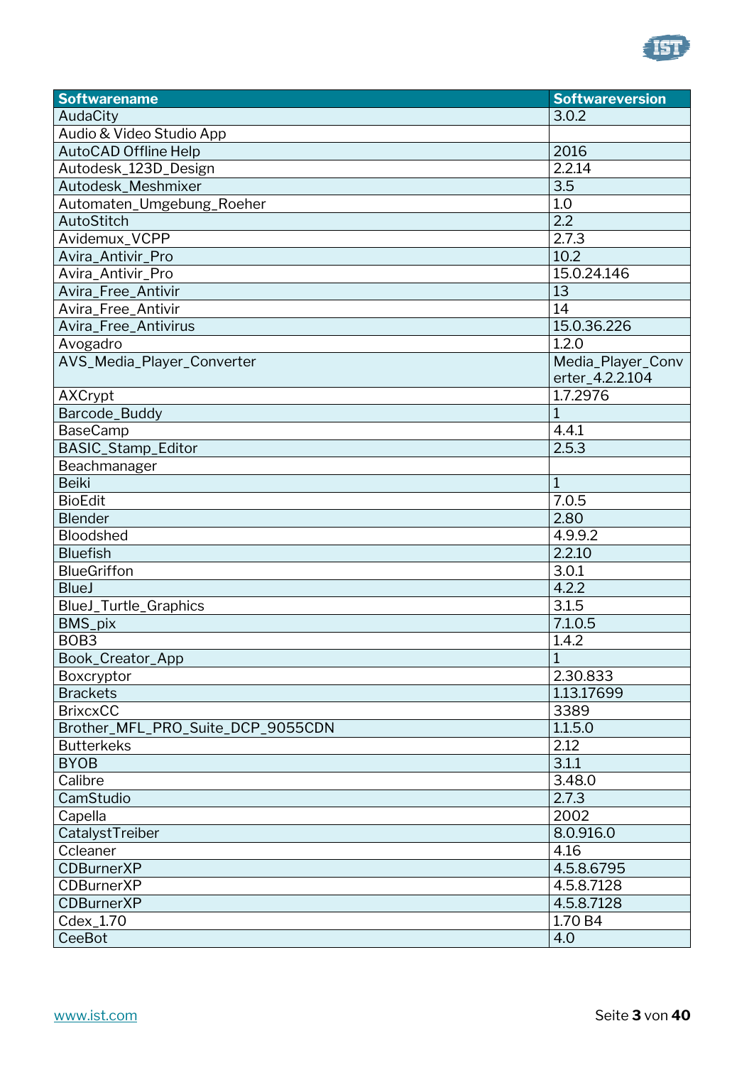| Softwarename | Softwareversion |
|---|---|
| AudaCity | 3.0.2 |
| Audio & Video Studio App | |
| AutoCAD Offline Help | 2016 |
| Autodesk_123D_Design | 2.2.14 |
| Autodesk_Meshmixer | 3.5 |
| Automaten_Umgebung_Roeher | 1.0 |
| AutoStitch | 2.2 |
| Avidemux_VCPP | 2.7.3 |
| Avira_Antivir_Pro | 10.2 |
| Avira_Antivir_Pro | 15.0.24.146 |
| Avira_Free_Antivir | 13 |
| Avira_Free_Antivir | 14 |
| Avira_Free_Antivirus | 15.0.36.226 |
| Avogadro | 1.2.0 |
| AVS_Media_Player_Converter | Media_Player_Converter_4.2.2.104 |
| AXCrypt | 1.7.2976 |
| Barcode_Buddy | 1 |
| BaseCamp | 4.4.1 |
| BASIC_Stamp_Editor | 2.5.3 |
| Beachmanager | |
| Beiki | 1 |
| BioEdit | 7.0.5 |
| Blender | 2.80 |
| Bloodshed | 4.9.9.2 |
| Bluefish | 2.2.10 |
| BlueGriffon | 3.0.1 |
| BlueJ | 4.2.2 |
| BlueJ_Turtle_Graphics | 3.1.5 |
| BMS_pix | 7.1.0.5 |
| BOB3 | 1.4.2 |
| Book_Creator_App | 1 |
| Boxcryptor | 2.30.833 |
| Brackets | 1.13.17699 |
| BrixcxCC | 3389 |
| Brother_MFL_PRO_Suite_DCP_9055CDN | 1.1.5.0 |
| Butterkeks | 2.12 |
| BYOB | 3.1.1 |
| Calibre | 3.48.0 |
| CamStudio | 2.7.3 |
| Capella | 2002 |
| CatalystTreiber | 8.0.916.0 |
| Ccleaner | 4.16 |
| CDBurnerXP | 4.5.8.6795 |
| CDBurnerXP | 4.5.8.7128 |
| CDBurnerXP | 4.5.8.7128 |
| Cdex_1.70 | 1.70 B4 |
| CeeBot | 4.0 |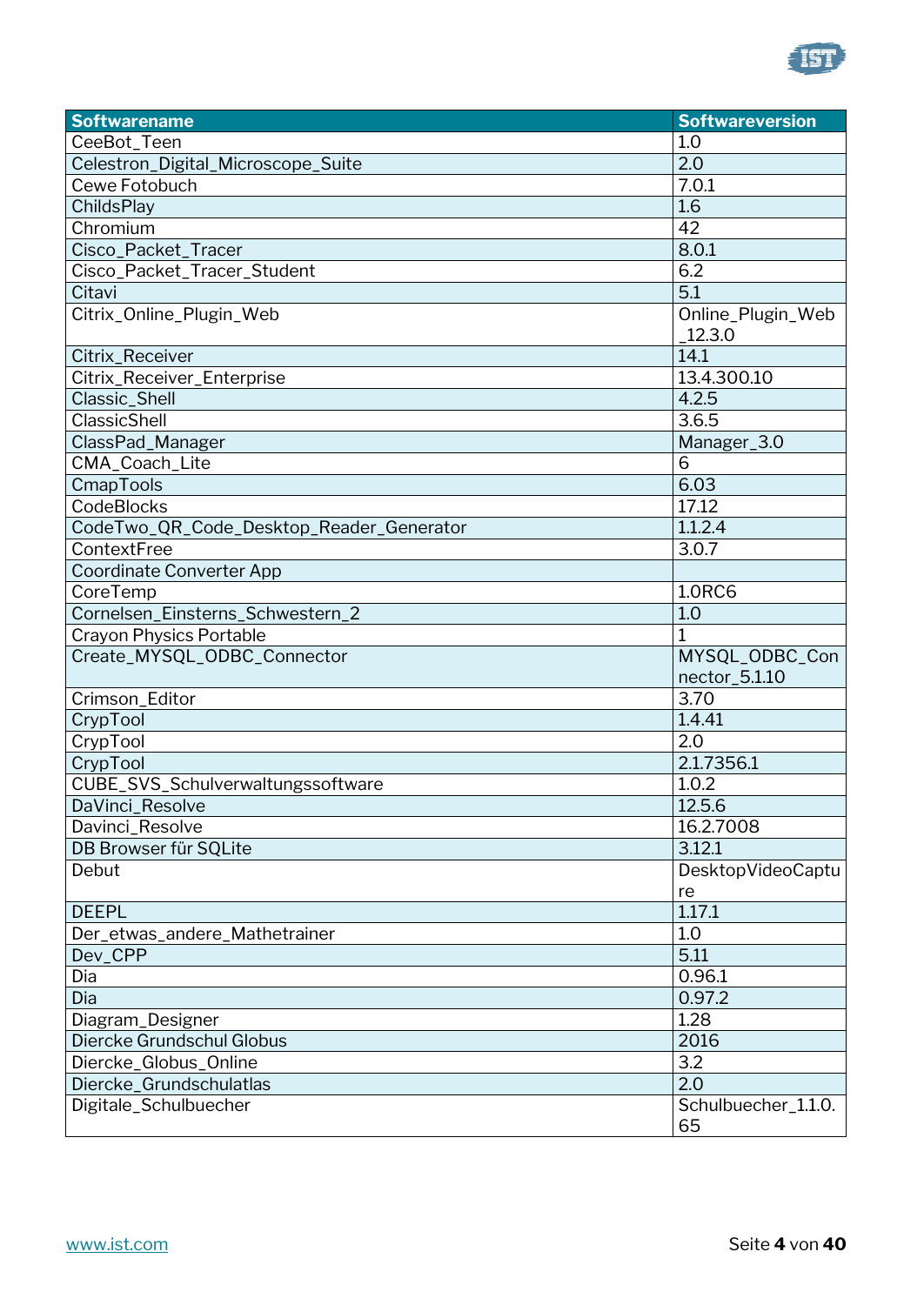| Softwarename | Softwareversion |
|---|---|
| CeeBot_Teen | 1.0 |
| Celestron_Digital_Microscope_Suite | 2.0 |
| Cewe Fotobuch | 7.0.1 |
| ChildsPlay | 1.6 |
| Chromium | 42 |
| Cisco_Packet_Tracer | 8.0.1 |
| Cisco_Packet_Tracer_Student | 6.2 |
| Citavi | 5.1 |
| Citrix_Online_Plugin_Web | Online_Plugin_Web_12.3.0 |
| Citrix_Receiver | 14.1 |
| Citrix_Receiver_Enterprise | 13.4.300.10 |
| Classic_Shell | 4.2.5 |
| ClassicShell | 3.6.5 |
| ClassPad_Manager | Manager_3.0 |
| CMA_Coach_Lite | 6 |
| CmapTools | 6.03 |
| CodeBlocks | 17.12 |
| CodeTwo_QR_Code_Desktop_Reader_Generator | 1.1.2.4 |
| ContextFree | 3.0.7 |
| Coordinate Converter App | |
| CoreTemp | 1.0RC6 |
| Cornelsen_Einsterns_Schwestern_2 | 1.0 |
| Crayon Physics Portable | 1 |
| Create_MYSQL_ODBC_Connector | MYSQL_ODBC_Connector_5.1.10 |
| Crimson_Editor | 3.70 |
| CrypTool | 1.4.41 |
| CrypTool | 2.0 |
| CrypTool | 2.1.7356.1 |
| CUBE_SVS_Schulverwaltungssoftware | 1.0.2 |
| DaVinci_Resolve | 12.5.6 |
| Davinci_Resolve | 16.2.7008 |
| DB Browser für SQLite | 3.12.1 |
| Debut | DesktopVideoCapture |
| DEEPL | 1.17.1 |
| Der_etwas_andere_Mathetrainer | 1.0 |
| Dev_CPP | 5.11 |
| Dia | 0.96.1 |
| Dia | 0.97.2 |
| Diagram_Designer | 1.28 |
| Diercke Grundschul Globus | 2016 |
| Diercke_Globus_Online | 3.2 |
| Diercke_Grundschulatlas | 2.0 |
| Digitale_Schulbuecher | Schulbuecher_1.1.0.65 |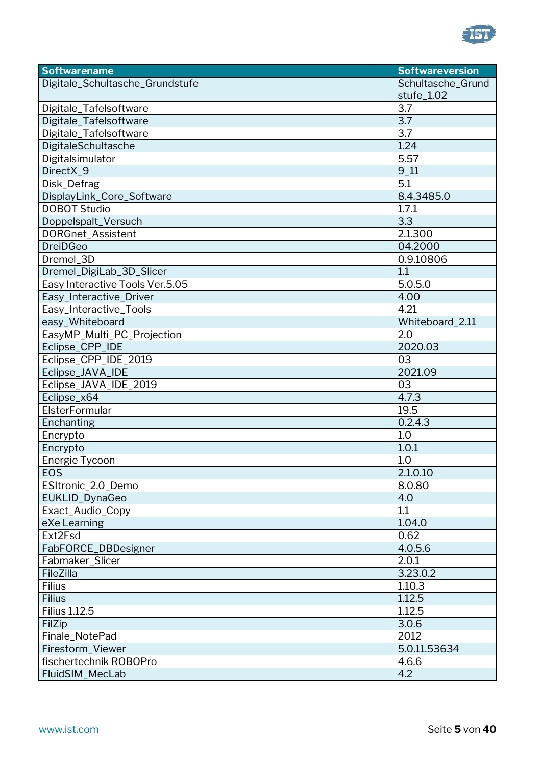| Softwarename | Softwareversion |
| --- | --- |
| Digitale_Schultasche_Grundstufe | Schultasche_Grundstufe_1.02 |
| Digitale_Tafelsoftware | 3.7 |
| Digitale_Tafelsoftware | 3.7 |
| Digitale_Tafelsoftware | 3.7 |
| DigitaleSchultasche | 1.24 |
| Digitalsimulator | 5.57 |
| DirectX_9 | 9_11 |
| Disk_Defrag | 5.1 |
| DisplayLink_Core_Software | 8.4.3485.0 |
| DOBOT Studio | 1.7.1 |
| Doppelspalt_Versuch | 3.3 |
| DORGnet_Assistent | 2.1.300 |
| DreiDGeo | 04.2000 |
| Dremel_3D | 0.9.10806 |
| Dremel_DigiLab_3D_Slicer | 1.1 |
| Easy Interactive Tools Ver.5.05 | 5.0.5.0 |
| Easy_Interactive_Driver | 4.00 |
| Easy_Interactive_Tools | 4.21 |
| easy_Whiteboard | Whiteboard_2.11 |
| EasyMP_Multi_PC_Projection | 2.0 |
| Eclipse_CPP_IDE | 2020.03 |
| Eclipse_CPP_IDE_2019 | 03 |
| Eclipse_JAVA_IDE | 2021.09 |
| Eclipse_JAVA_IDE_2019 | 03 |
| Eclipse_x64 | 4.7.3 |
| ElsterFormular | 19.5 |
| Enchanting | 0.2.4.3 |
| Encrypto | 1.0 |
| Encrypto | 1.0.1 |
| Energie Tycoon | 1.0 |
| EOS | 2.1.0.10 |
| ESItronic_2.0_Demo | 8.0.80 |
| EUKLID_DynaGeo | 4.0 |
| Exact_Audio_Copy | 1.1 |
| eXe Learning | 1.04.0 |
| Ext2Fsd | 0.62 |
| FabFORCE_DBDesigner | 4.0.5.6 |
| Fabmaker_Slicer | 2.0.1 |
| FileZilla | 3.23.0.2 |
| Filius | 1.10.3 |
| Filius | 1.12.5 |
| Filius 1.12.5 | 1.12.5 |
| FilZip | 3.0.6 |
| Finale_NotePad | 2012 |
| Firestorm_Viewer | 5.0.11.53634 |
| fischertechnik ROBOPro | 4.6.6 |
| FluidSIM_MecLab | 4.2 |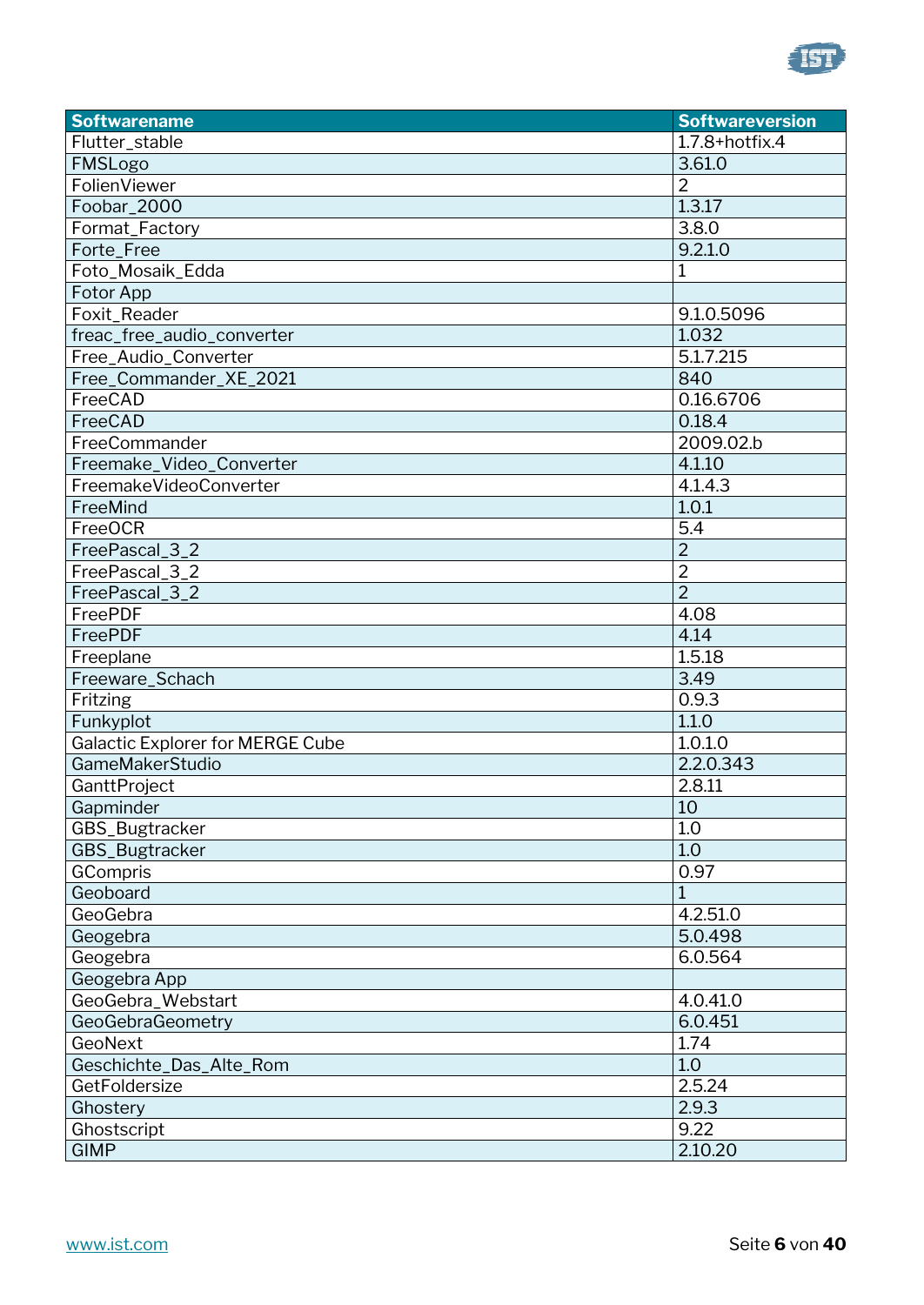| Softwarename | Softwareversion |
| --- | --- |
| Flutter_stable | 1.7.8+hotfix.4 |
| FMSLogo | 3.61.0 |
| FolienViewer | 2 |
| Foobar_2000 | 1.3.17 |
| Format_Factory | 3.8.0 |
| Forte_Free | 9.2.1.0 |
| Foto_Mosaik_Edda | 1 |
| Fotor App | |
| Foxit_Reader | 9.1.0.5096 |
| freac_free_audio_converter | 1.032 |
| Free_Audio_Converter | 5.1.7.215 |
| Free_Commander_XE_2021 | 840 |
| FreeCAD | 0.16.6706 |
| FreeCAD | 0.18.4 |
| FreeCommander | 2009.02.b |
| Freemake_Video_Converter | 4.1.10 |
| FreemakeVideoConverter | 4.1.4.3 |
| FreeMind | 1.0.1 |
| FreeOCR | 5.4 |
| FreePascal_3_2 | 2 |
| FreePascal_3_2 | 2 |
| FreePascal_3_2 | 2 |
| FreePDF | 4.08 |
| FreePDF | 4.14 |
| Freeplane | 1.5.18 |
| Freeware_Schach | 3.49 |
| Fritzing | 0.9.3 |
| Funkyplot | 1.1.0 |
| Galactic Explorer for MERGE Cube | 1.0.1.0 |
| GameMakerStudio | 2.2.0.343 |
| GanttProject | 2.8.11 |
| Gapminder | 10 |
| GBS_Bugtracker | 1.0 |
| GBS_Bugtracker | 1.0 |
| GCompris | 0.97 |
| Geoboard | 1 |
| GeoGebra | 4.2.51.0 |
| Geogebra | 5.0.498 |
| Geogebra | 6.0.564 |
| Geogebra App | |
| GeoGebra_Webstart | 4.0.41.0 |
| GeoGebraGeometry | 6.0.451 |
| GeoNext | 1.74 |
| Geschichte_Das_Alte_Rom | 1.0 |
| GetFoldersize | 2.5.24 |
| Ghostery | 2.9.3 |
| Ghostscript | 9.22 |
| GIMP | 2.10.20 |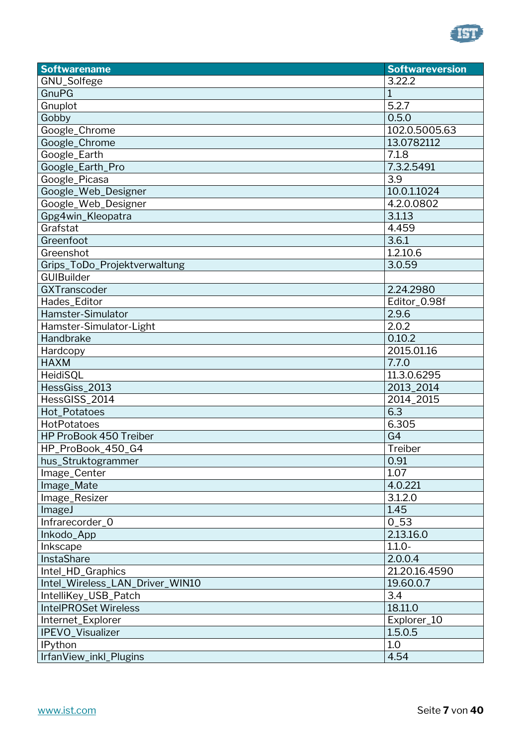| Softwarename | Softwareversion |
| --- | --- |
| GNU_Solfege | 3.22.2 |
| GnuPG | 1 |
| Gnuplot | 5.2.7 |
| Gobby | 0.5.0 |
| Google_Chrome | 102.0.5005.63 |
| Google_Chrome | 13.0782112 |
| Google_Earth | 7.1.8 |
| Google_Earth_Pro | 7.3.2.5491 |
| Google_Picasa | 3.9 |
| Google_Web_Designer | 10.0.1.1024 |
| Google_Web_Designer | 4.2.0.0802 |
| Gpg4win_Kleopatra | 3.1.13 |
| Grafstat | 4.459 |
| Greenfoot | 3.6.1 |
| Greenshot | 1.2.10.6 |
| Grips_ToDo_Projektverwaltung | 3.0.59 |
| GUIBuilder | |
| GXTranscoder | 2.24.2980 |
| Hades_Editor | Editor_0.98f |
| Hamster-Simulator | 2.9.6 |
| Hamster-Simulator-Light | 2.0.2 |
| Handbrake | 0.10.2 |
| Hardcopy | 2015.01.16 |
| HAXM | 7.7.0 |
| HeidiSQL | 11.3.0.6295 |
| HessGiss_2013 | 2013_2014 |
| HessGISS_2014 | 2014_2015 |
| Hot_Potatoes | 6.3 |
| HotPotatoes | 6.305 |
| HP ProBook 450 Treiber | G4 |
| HP_ProBook_450_G4 | Treiber |
| hus_Struktogrammer | 0.91 |
| Image_Center | 1.07 |
| Image_Mate | 4.0.221 |
| Image_Resizer | 3.1.2.0 |
| ImageJ | 1.45 |
| Infrarecorder_0 | 0_53 |
| Inkodo_App | 2.13.16.0 |
| Inkscape | 1.1.0- |
| InstaShare | 2.0.0.4 |
| Intel_HD_Graphics | 21.20.16.4590 |
| Intel_Wireless_LAN_Driver_WIN10 | 19.60.0.7 |
| IntelliKey_USB_Patch | 3.4 |
| IntelPROSet Wireless | 18.11.0 |
| Internet_Explorer | Explorer_10 |
| IPEVO_Visualizer | 1.5.0.5 |
| IPython | 1.0 |
| IrfanView_inkl_Plugins | 4.54 |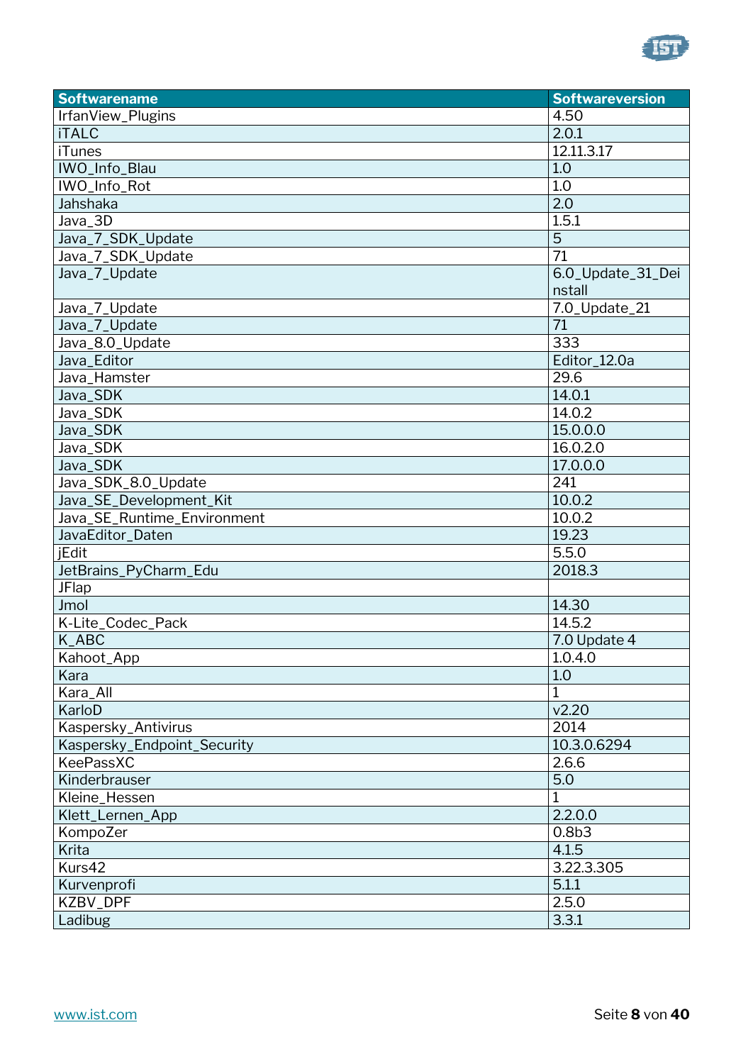| Softwarename | Softwareversion |
|---|---|
| IrfanView_Plugins | 4.50 |
| iTALC | 2.0.1 |
| iTunes | 12.11.3.17 |
| IWO_Info_Blau | 1.0 |
| IWO_Info_Rot | 1.0 |
| Jahshaka | 2.0 |
| Java_3D | 1.5.1 |
| Java_7_SDK_Update | 5 |
| Java_7_SDK_Update | 71 |
| Java_7_Update | 6.0_Update_31_Deinstall |
| Java_7_Update | 7.0_Update_21 |
| Java_7_Update | 71 |
| Java_8.0_Update | 333 |
| Java_Editor | Editor_12.0a |
| Java_Hamster | 29.6 |
| Java_SDK | 14.0.1 |
| Java_SDK | 14.0.2 |
| Java_SDK | 15.0.0.0 |
| Java_SDK | 16.0.2.0 |
| Java_SDK | 17.0.0.0 |
| Java_SDK_8.0_Update | 241 |
| Java_SE_Development_Kit | 10.0.2 |
| Java_SE_Runtime_Environment | 10.0.2 |
| JavaEditor_Daten | 19.23 |
| jEdit | 5.5.0 |
| JetBrains_PyCharm_Edu | 2018.3 |
| JFlap | |
| Jmol | 14.30 |
| K-Lite_Codec_Pack | 14.5.2 |
| K_ABC | 7.0 Update 4 |
| Kahoot_App | 1.0.4.0 |
| Kara | 1.0 |
| Kara_All | 1 |
| KarloD | v2.20 |
| Kaspersky_Antivirus | 2014 |
| Kaspersky_Endpoint_Security | 10.3.0.6294 |
| KeePassXC | 2.6.6 |
| Kinderbrauser | 5.0 |
| Kleine_Hessen | 1 |
| Klett_Lernen_App | 2.2.0.0 |
| KompoZer | 0.8b3 |
| Krita | 4.1.5 |
| Kurs42 | 3.22.3.305 |
| Kurvenprofi | 5.1.1 |
| KZBV_DPF | 2.5.0 |
| Ladibug | 3.3.1 |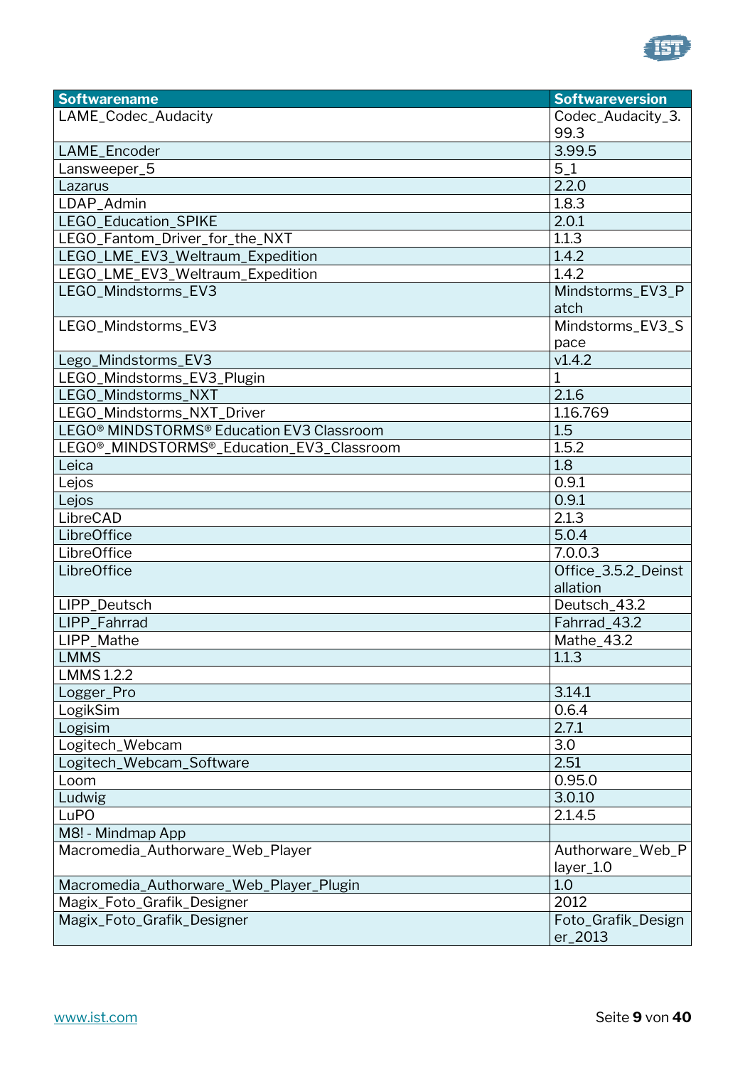| Softwarename | Softwareversion |
| --- | --- |
| LAME_Codec_Audacity | Codec_Audacity_3.99.3 |
| LAME_Encoder | 3.99.5 |
| Lansweeper_5 | 5_1 |
| Lazarus | 2.2.0 |
| LDAP_Admin | 1.8.3 |
| LEGO_Education_SPIKE | 2.0.1 |
| LEGO_Fantom_Driver_for_the_NXT | 1.1.3 |
| LEGO_LME_EV3_Weltraum_Expedition | 1.4.2 |
| LEGO_LME_EV3_Weltraum_Expedition | 1.4.2 |
| LEGO_Mindstorms_EV3 | Mindstorms_EV3_Patch |
| LEGO_Mindstorms_EV3 | Mindstorms_EV3_Space |
| Lego_Mindstorms_EV3 | v1.4.2 |
| LEGO_Mindstorms_EV3_Plugin | 1 |
| LEGO_Mindstorms_NXT | 2.1.6 |
| LEGO_Mindstorms_NXT_Driver | 1.16.769 |
| LEGO® MINDSTORMS® Education EV3 Classroom | 1.5 |
| LEGO®_MINDSTORMS®_Education_EV3_Classroom | 1.5.2 |
| Leica | 1.8 |
| Lejos | 0.9.1 |
| Lejos | 0.9.1 |
| LibreCAD | 2.1.3 |
| LibreOffice | 5.0.4 |
| LibreOffice | 7.0.0.3 |
| LibreOffice | Office_3.5.2_Deinstallation |
| LIPP_Deutsch | Deutsch_43.2 |
| LIPP_Fahrrad | Fahrrad_43.2 |
| LIPP_Mathe | Mathe_43.2 |
| LMMS | 1.1.3 |
| LMMS 1.2.2 | |
| Logger_Pro | 3.14.1 |
| LogikSim | 0.6.4 |
| Logisim | 2.7.1 |
| Logitech_Webcam | 3.0 |
| Logitech_Webcam_Software | 2.51 |
| Loom | 0.95.0 |
| Ludwig | 3.0.10 |
| LuPO | 2.1.4.5 |
| M8! - Mindmap App | |
| Macromedia_Authorware_Web_Player | Authorware_Web_Player_1.0 |
| Macromedia_Authorware_Web_Player_Plugin | 1.0 |
| Magix_Foto_Grafik_Designer | 2012 |
| Magix_Foto_Grafik_Designer | Foto_Grafik_Designer_2013 |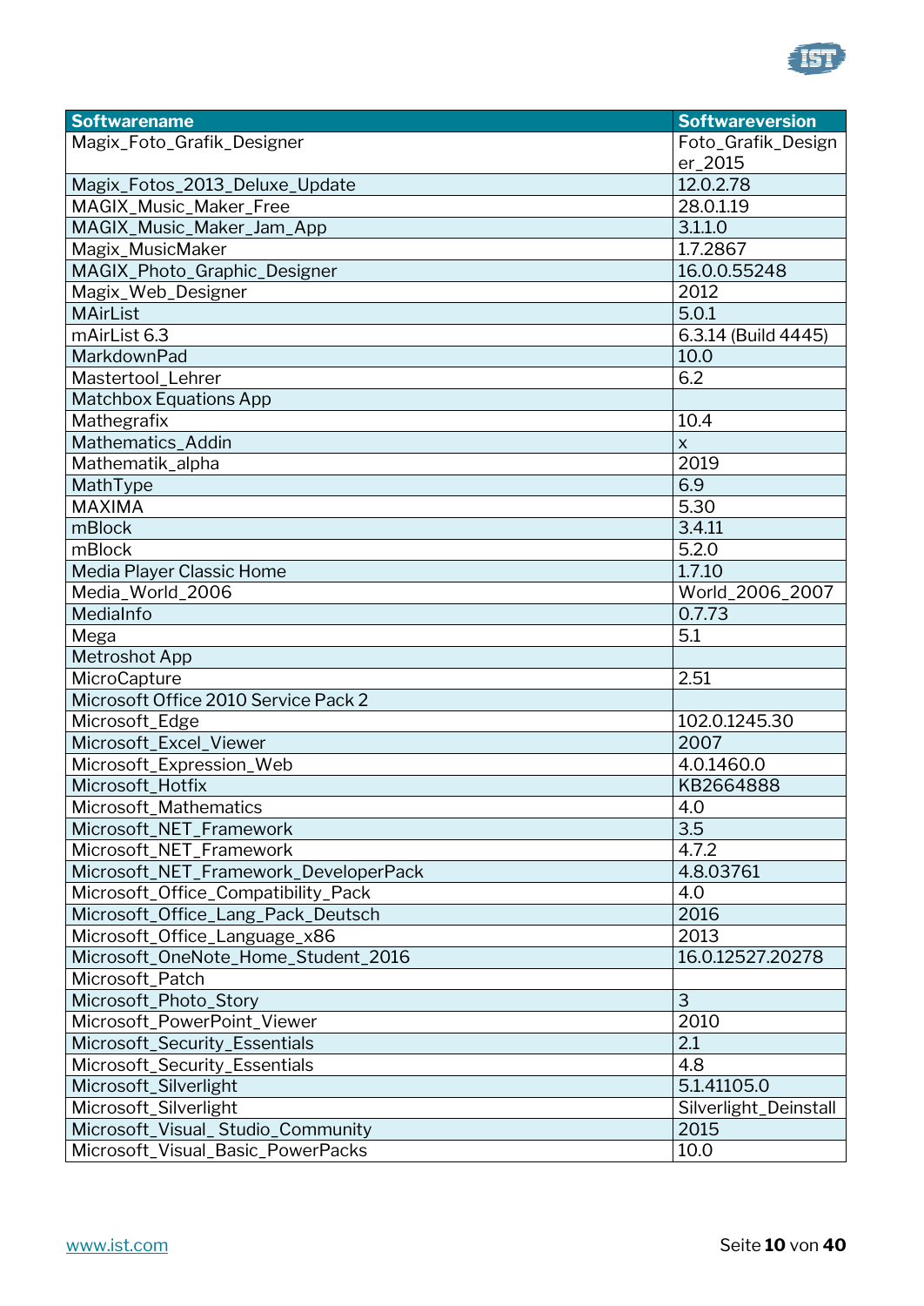| Softwarename | Softwareversion |
| --- | --- |
| Magix_Foto_Grafik_Designer | Foto_Grafik_Designer_2015 |
| Magix_Fotos_2013_Deluxe_Update | 12.0.2.78 |
| MAGIX_Music_Maker_Free | 28.0.1.19 |
| MAGIX_Music_Maker_Jam_App | 3.1.1.0 |
| Magix_MusicMaker | 1.7.2867 |
| MAGIX_Photo_Graphic_Designer | 16.0.0.55248 |
| Magix_Web_Designer | 2012 |
| MAirList | 5.0.1 |
| mAirList 6.3 | 6.3.14 (Build 4445) |
| MarkdownPad | 10.0 |
| Mastertool_Lehrer | 6.2 |
| Matchbox Equations App | |
| Mathegrafix | 10.4 |
| Mathematics_Addin | x |
| Mathematik_alpha | 2019 |
| MathType | 6.9 |
| MAXIMA | 5.30 |
| mBlock | 3.4.11 |
| mBlock | 5.2.0 |
| Media Player Classic Home | 1.7.10 |
| Media_World_2006 | World_2006_2007 |
| MediaInfo | 0.7.73 |
| Mega | 5.1 |
| Metroshot App | |
| MicroCapture | 2.51 |
| Microsoft Office 2010 Service Pack 2 | |
| Microsoft_Edge | 102.0.1245.30 |
| Microsoft_Excel_Viewer | 2007 |
| Microsoft_Expression_Web | 4.0.1460.0 |
| Microsoft_Hotfix | KB2664888 |
| Microsoft_Mathematics | 4.0 |
| Microsoft_NET_Framework | 3.5 |
| Microsoft_NET_Framework | 4.7.2 |
| Microsoft_NET_Framework_DeveloperPack | 4.8.03761 |
| Microsoft_Office_Compatibility_Pack | 4.0 |
| Microsoft_Office_Lang_Pack_Deutsch | 2016 |
| Microsoft_Office_Language_x86 | 2013 |
| Microsoft_OneNote_Home_Student_2016 | 16.0.12527.20278 |
| Microsoft_Patch | |
| Microsoft_Photo_Story | 3 |
| Microsoft_PowerPoint_Viewer | 2010 |
| Microsoft_Security_Essentials | 2.1 |
| Microsoft_Security_Essentials | 4.8 |
| Microsoft_Silverlight | 5.1.41105.0 |
| Microsoft_Silverlight | Silverlight_Deinstall |
| Microsoft_Visual_ Studio_Community | 2015 |
| Microsoft_Visual_Basic_PowerPacks | 10.0 |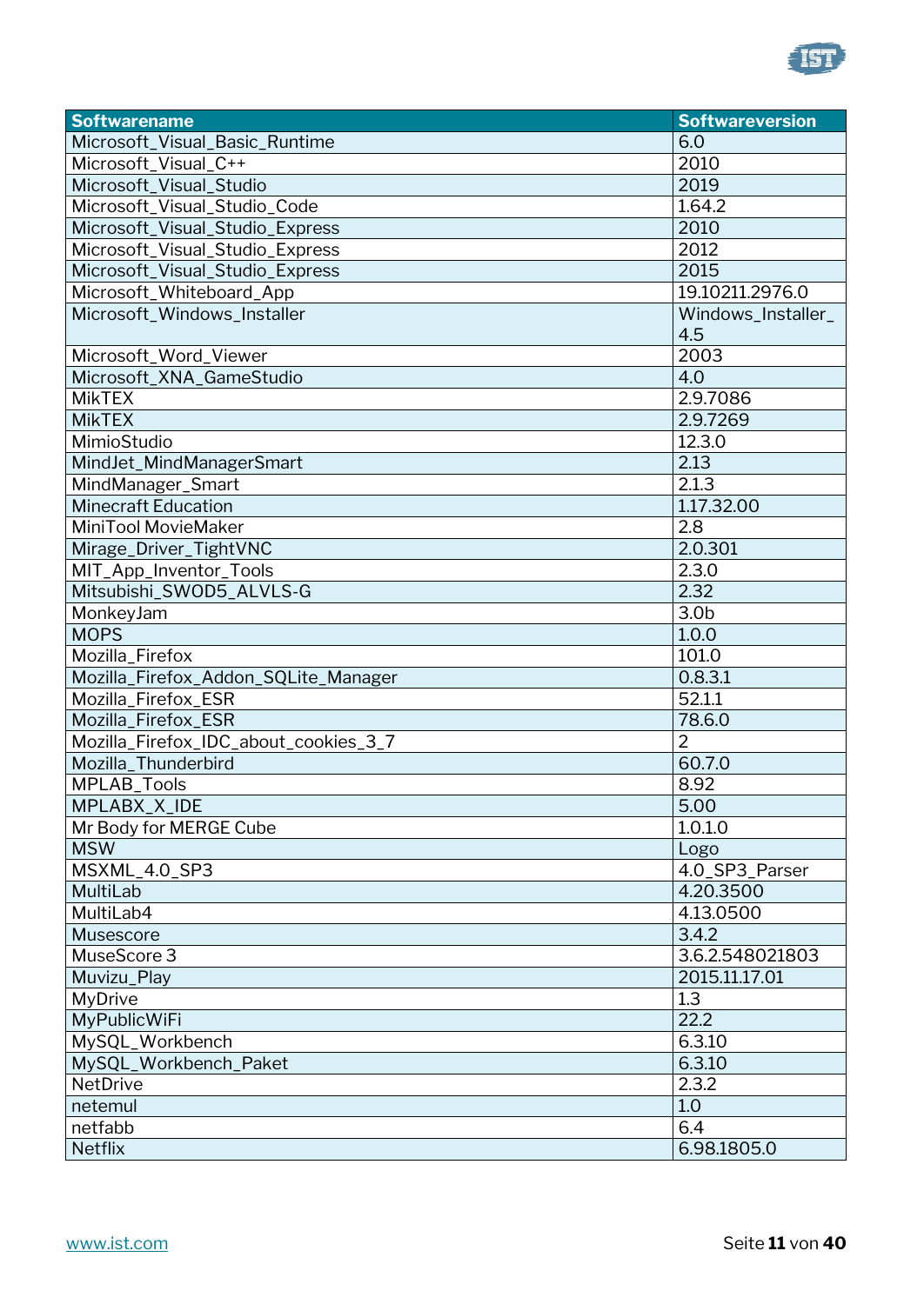| Softwarename | Softwareversion |
|---|---|
| Microsoft_Visual_Basic_Runtime | 6.0 |
| Microsoft_Visual_C++ | 2010 |
| Microsoft_Visual_Studio | 2019 |
| Microsoft_Visual_Studio_Code | 1.64.2 |
| Microsoft_Visual_Studio_Express | 2010 |
| Microsoft_Visual_Studio_Express | 2012 |
| Microsoft_Visual_Studio_Express | 2015 |
| Microsoft_Whiteboard_App | 19.10211.2976.0 |
| Microsoft_Windows_Installer | Windows_Installer_4.5 |
| Microsoft_Word_Viewer | 2003 |
| Microsoft_XNA_GameStudio | 4.0 |
| MikTEX | 2.9.7086 |
| MikTEX | 2.9.7269 |
| MimioStudio | 12.3.0 |
| MindJet_MindManagerSmart | 2.13 |
| MindManager_Smart | 2.1.3 |
| Minecraft Education | 1.17.32.00 |
| MiniTool MovieMaker | 2.8 |
| Mirage_Driver_TightVNC | 2.0.301 |
| MIT_App_Inventor_Tools | 2.3.0 |
| Mitsubishi_SWOD5_ALVLS-G | 2.32 |
| MonkeyJam | 3.0b |
| MOPS | 1.0.0 |
| Mozilla_Firefox | 101.0 |
| Mozilla_Firefox_Addon_SQLite_Manager | 0.8.3.1 |
| Mozilla_Firefox_ESR | 52.1.1 |
| Mozilla_Firefox_ESR | 78.6.0 |
| Mozilla_Firefox_IDC_about_cookies_3_7 | 2 |
| Mozilla_Thunderbird | 60.7.0 |
| MPLAB_Tools | 8.92 |
| MPLABX_X_IDE | 5.00 |
| Mr Body for MERGE Cube | 1.0.1.0 |
| MSW | Logo |
| MSXML_4.0_SP3 | 4.0_SP3_Parser |
| MultiLab | 4.20.3500 |
| MultiLab4 | 4.13.0500 |
| Musescore | 3.4.2 |
| MuseScore 3 | 3.6.2.548021803 |
| Muvizu_Play | 2015.11.17.01 |
| MyDrive | 1.3 |
| MyPublicWiFi | 22.2 |
| MySQL_Workbench | 6.3.10 |
| MySQL_Workbench_Paket | 6.3.10 |
| NetDrive | 2.3.2 |
| netemul | 1.0 |
| netfabb | 6.4 |
| Netflix | 6.98.1805.0 |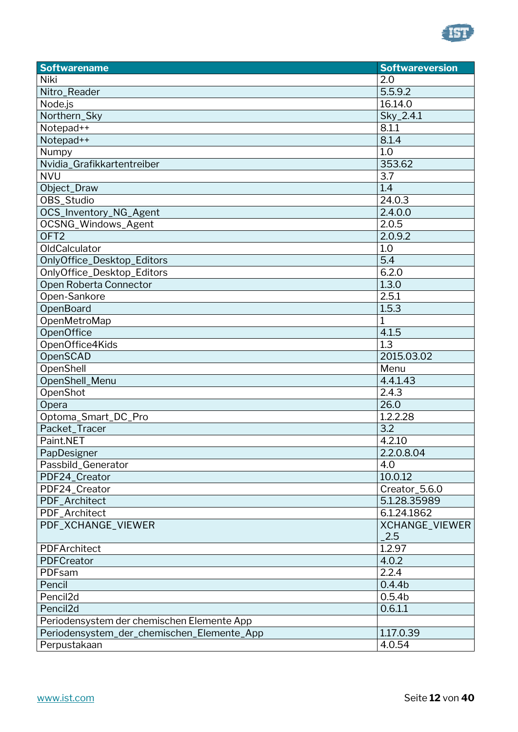| Softwarename | Softwareversion |
|---|---|
| Niki | 2.0 |
| Nitro_Reader | 5.5.9.2 |
| Node.js | 16.14.0 |
| Northern_Sky | Sky_2.4.1 |
| Notepad++ | 8.1.1 |
| Notepad++ | 8.1.4 |
| Numpy | 1.0 |
| Nvidia_Grafikkartentreiber | 353.62 |
| NVU | 3.7 |
| Object_Draw | 1.4 |
| OBS_Studio | 24.0.3 |
| OCS_Inventory_NG_Agent | 2.4.0.0 |
| OCSNG_Windows_Agent | 2.0.5 |
| OFT2 | 2.0.9.2 |
| OldCalculator | 1.0 |
| OnlyOffice_Desktop_Editors | 5.4 |
| OnlyOffice_Desktop_Editors | 6.2.0 |
| Open Roberta Connector | 1.3.0 |
| Open-Sankore | 2.5.1 |
| OpenBoard | 1.5.3 |
| OpenMetroMap | 1 |
| OpenOffice | 4.1.5 |
| OpenOffice4Kids | 1.3 |
| OpenSCAD | 2015.03.02 |
| OpenShell | Menu |
| OpenShell_Menu | 4.4.1.43 |
| OpenShot | 2.4.3 |
| Opera | 26.0 |
| Optoma_Smart_DC_Pro | 1.2.2.28 |
| Packet_Tracer | 3.2 |
| Paint.NET | 4.2.10 |
| PapDesigner | 2.2.0.8.04 |
| Passbild_Generator | 4.0 |
| PDF24_Creator | 10.0.12 |
| PDF24_Creator | Creator_5.6.0 |
| PDF_Architect | 5.1.28.35989 |
| PDF_Architect | 6.1.24.1862 |
| PDF_XCHANGE_VIEWER | XCHANGE_VIEWER_2.5 |
| PDFArchitect | 1.2.97 |
| PDFCreator | 4.0.2 |
| PDFsam | 2.2.4 |
| Pencil | 0.4.4b |
| Pencil2d | 0.5.4b |
| Pencil2d | 0.6.1.1 |
| Periodensystem der chemischen Elemente App | |
| Periodensystem_der_chemischen_Elemente_App | 1.17.0.39 |
| Perpustakaan | 4.0.54 |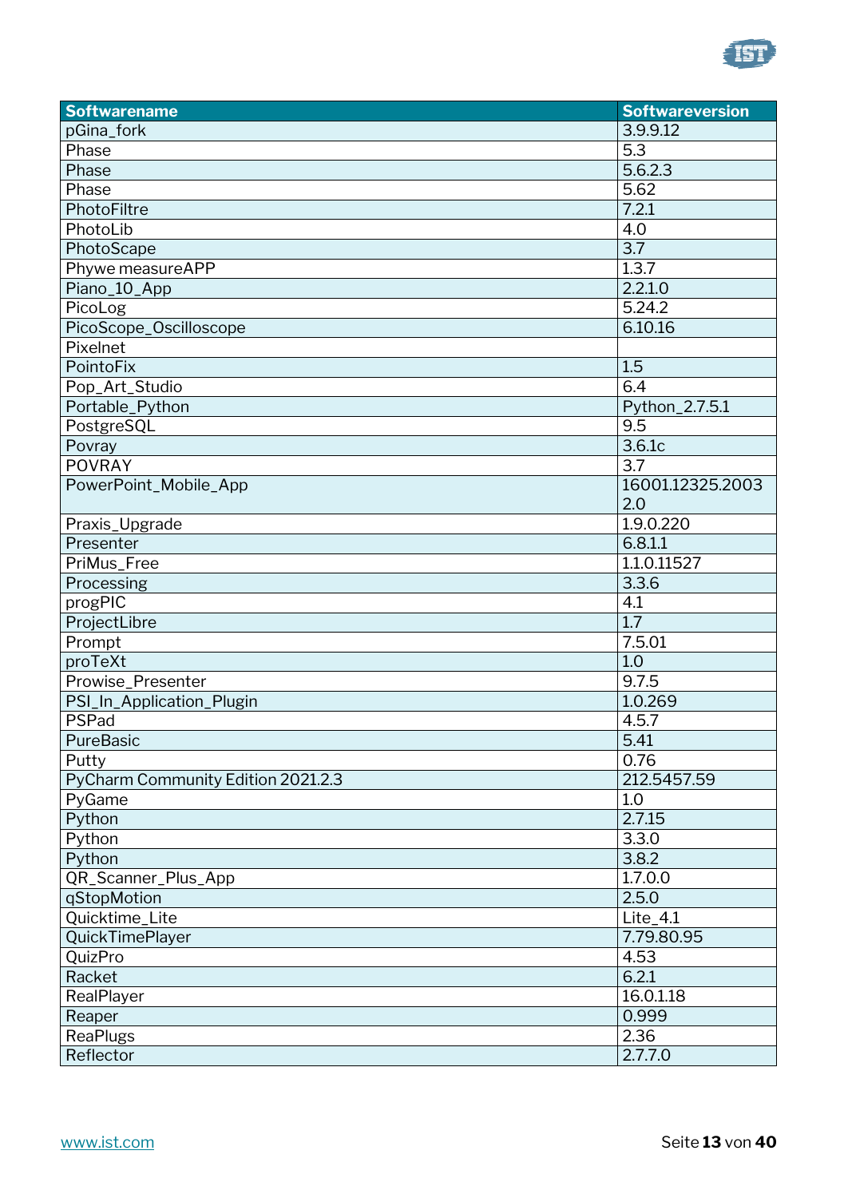| Softwarename | Softwareversion |
|---|---|
| pGina_fork | 3.9.9.12 |
| Phase | 5.3 |
| Phase | 5.6.2.3 |
| Phase | 5.62 |
| PhotoFiltre | 7.2.1 |
| PhotoLib | 4.0 |
| PhotoScape | 3.7 |
| Phywe measureAPP | 1.3.7 |
| Piano_10_App | 2.2.1.0 |
| PicoLog | 5.24.2 |
| PicoScope_Oscilloscope | 6.10.16 |
| Pixelnet | |
| PointoFix | 1.5 |
| Pop_Art_Studio | 6.4 |
| Portable_Python | Python_2.7.5.1 |
| PostgreSQL | 9.5 |
| Povray | 3.6.1c |
| POVRAY | 3.7 |
| PowerPoint_Mobile_App | 16001.12325.2003 2.0 |
| Praxis_Upgrade | 1.9.0.220 |
| Presenter | 6.8.1.1 |
| PriMus_Free | 1.1.0.11527 |
| Processing | 3.3.6 |
| progPIC | 4.1 |
| ProjectLibre | 1.7 |
| Prompt | 7.5.01 |
| proTeXt | 1.0 |
| Prowise_Presenter | 9.7.5 |
| PSI_In_Application_Plugin | 1.0.269 |
| PSPad | 4.5.7 |
| PureBasic | 5.41 |
| Putty | 0.76 |
| PyCharm Community Edition 2021.2.3 | 212.5457.59 |
| PyGame | 1.0 |
| Python | 2.7.15 |
| Python | 3.3.0 |
| Python | 3.8.2 |
| QR_Scanner_Plus_App | 1.7.0.0 |
| qStopMotion | 2.5.0 |
| Quicktime_Lite | Lite_4.1 |
| QuickTimePlayer | 7.79.80.95 |
| QuizPro | 4.53 |
| Racket | 6.2.1 |
| RealPlayer | 16.0.1.18 |
| Reaper | 0.999 |
| ReaPlugs | 2.36 |
| Reflector | 2.7.7.0 |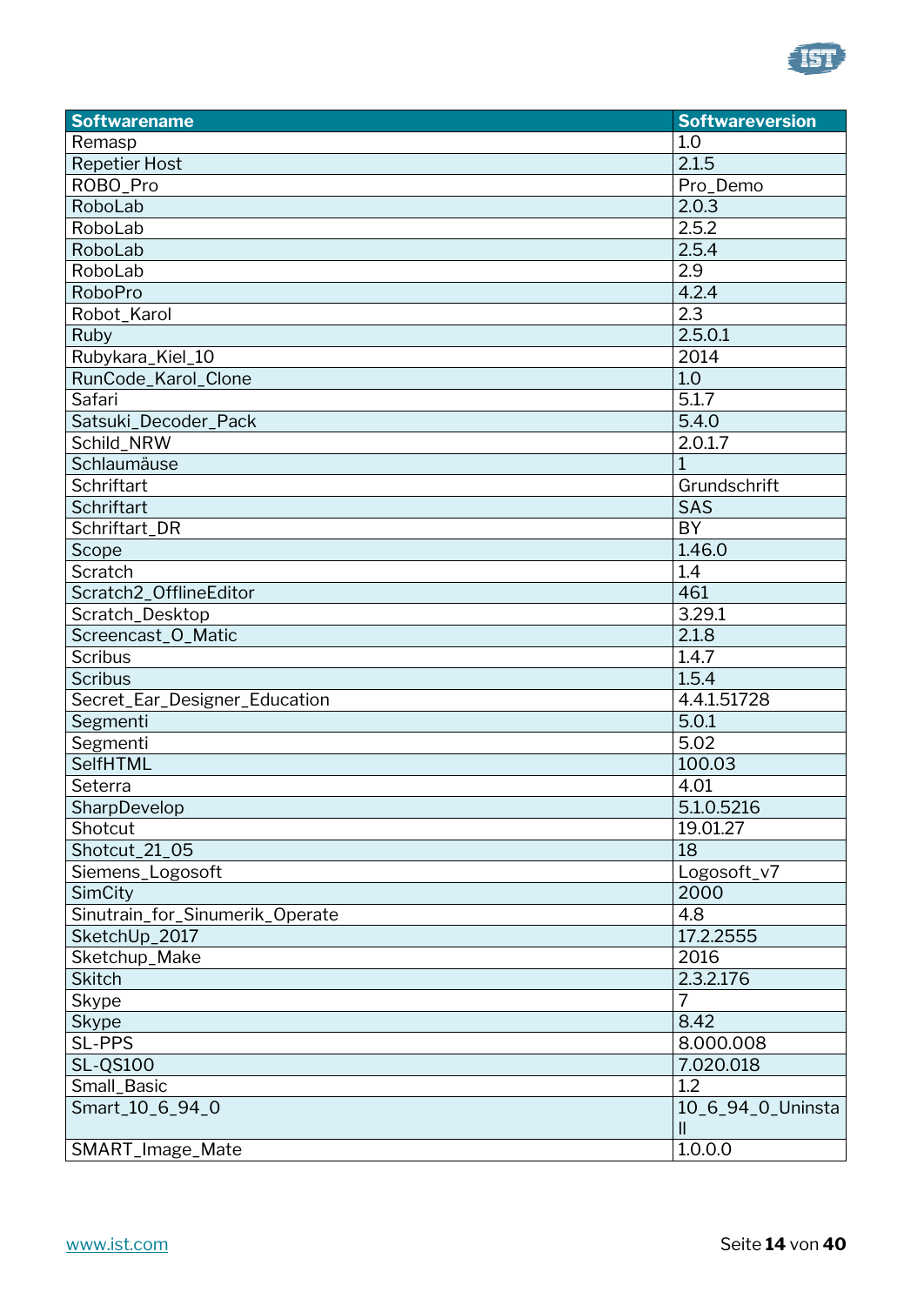| Softwarename | Softwareversion |
| --- | --- |
| Remasp | 1.0 |
| Repetier Host | 2.1.5 |
| ROBO_Pro | Pro_Demo |
| RoboLab | 2.0.3 |
| RoboLab | 2.5.2 |
| RoboLab | 2.5.4 |
| RoboLab | 2.9 |
| RoboPro | 4.2.4 |
| Robot_Karol | 2.3 |
| Ruby | 2.5.0.1 |
| Rubykara_Kiel_10 | 2014 |
| RunCode_Karol_Clone | 1.0 |
| Safari | 5.1.7 |
| Satsuki_Decoder_Pack | 5.4.0 |
| Schild_NRW | 2.0.1.7 |
| Schlaumäuse | 1 |
| Schriftart | Grundschrift |
| Schriftart | SAS |
| Schriftart_DR | BY |
| Scope | 1.46.0 |
| Scratch | 1.4 |
| Scratch2_OfflineEditor | 461 |
| Scratch_Desktop | 3.29.1 |
| Screencast_O_Matic | 2.1.8 |
| Scribus | 1.4.7 |
| Scribus | 1.5.4 |
| Secret_Ear_Designer_Education | 4.4.1.51728 |
| Segmenti | 5.0.1 |
| Segmenti | 5.02 |
| SelfHTML | 100.03 |
| Seterra | 4.01 |
| SharpDevelop | 5.1.0.5216 |
| Shotcut | 19.01.27 |
| Shotcut_21_05 | 18 |
| Siemens_Logosoft | Logosoft_v7 |
| SimCity | 2000 |
| Sinutrain_for_Sinumerik_Operate | 4.8 |
| SketchUp_2017 | 17.2.2555 |
| Sketchup_Make | 2016 |
| Skitch | 2.3.2.176 |
| Skype | 7 |
| Skype | 8.42 |
| SL-PPS | 8.000.008 |
| SL-QS100 | 7.020.018 |
| Small_Basic | 1.2 |
| Smart_10_6_94_0 | 10_6_94_0_Uninstall |
| SMART_Image_Mate | 1.0.0.0 |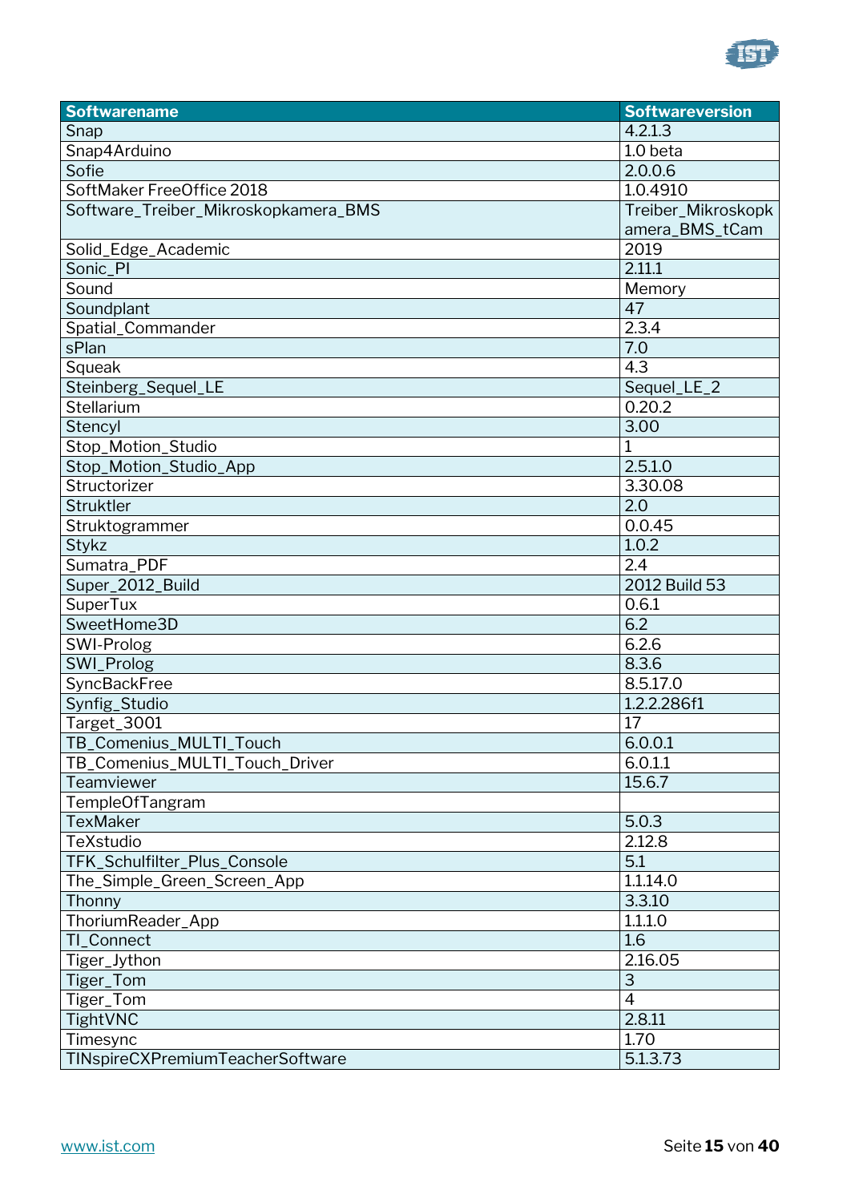| Softwarename | Softwareversion |
|---|---|
| Snap | 4.2.1.3 |
| Snap4Arduino | 1.0 beta |
| Sofie | 2.0.0.6 |
| SoftMaker FreeOffice 2018 | 1.0.4910 |
| Software_Treiber_Mikroskopkamera_BMS | Treiber_Mikroskopkamera_BMS_tCam |
| Solid_Edge_Academic | 2019 |
| Sonic_PI | 2.11.1 |
| Sound | Memory |
| Soundplant | 47 |
| Spatial_Commander | 2.3.4 |
| sPlan | 7.0 |
| Squeak | 4.3 |
| Steinberg_Sequel_LE | Sequel_LE_2 |
| Stellarium | 0.20.2 |
| Stencyl | 3.00 |
| Stop_Motion_Studio | 1 |
| Stop_Motion_Studio_App | 2.5.1.0 |
| Structorizer | 3.30.08 |
| Struktler | 2.0 |
| Struktogrammer | 0.0.45 |
| Stykz | 1.0.2 |
| Sumatra_PDF | 2.4 |
| Super_2012_Build | 2012 Build 53 |
| SuperTux | 0.6.1 |
| SweetHome3D | 6.2 |
| SWI-Prolog | 6.2.6 |
| SWI_Prolog | 8.3.6 |
| SyncBackFree | 8.5.17.0 |
| Synfig_Studio | 1.2.2.286f1 |
| Target_3001 | 17 |
| TB_Comenius_MULTI_Touch | 6.0.0.1 |
| TB_Comenius_MULTI_Touch_Driver | 6.0.1.1 |
| Teamviewer | 15.6.7 |
| TempleOfTangram | |
| TexMaker | 5.0.3 |
| TeXstudio | 2.12.8 |
| TFK_Schulfilter_Plus_Console | 5.1 |
| The_Simple_Green_Screen_App | 1.1.14.0 |
| Thonny | 3.3.10 |
| ThoriumReader_App | 1.1.1.0 |
| TI_Connect | 1.6 |
| Tiger_Jython | 2.16.05 |
| Tiger_Tom | 3 |
| Tiger_Tom | 4 |
| TightVNC | 2.8.11 |
| Timesync | 1.70 |
| TINspireCXPremiumTeacherSoftware | 5.1.3.73 |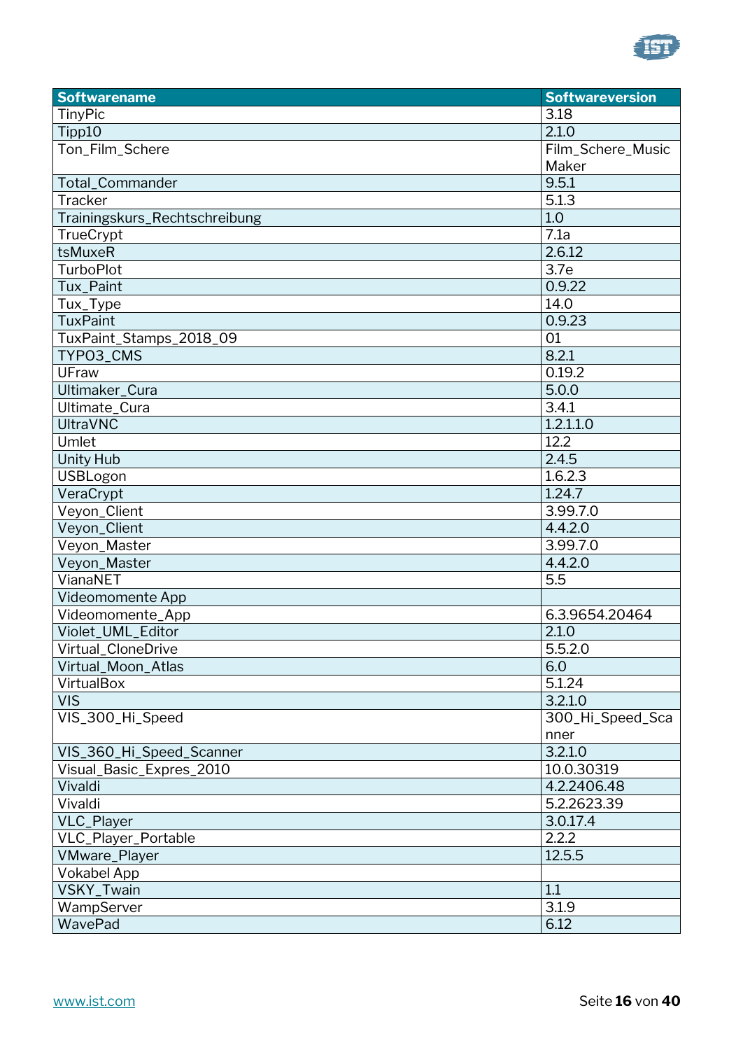| Softwarename | Softwareversion |
|---|---|
| TinyPic | 3.18 |
| Tipp10 | 2.1.0 |
| Ton_Film_Schere | Film_Schere_Music Maker |
| Total_Commander | 9.5.1 |
| Tracker | 5.1.3 |
| Trainingskurs_Rechtschreibung | 1.0 |
| TrueCrypt | 7.1a |
| tsMuxeR | 2.6.12 |
| TurboPlot | 3.7e |
| Tux_Paint | 0.9.22 |
| Tux_Type | 14.0 |
| TuxPaint | 0.9.23 |
| TuxPaint_Stamps_2018_09 | 01 |
| TYPO3_CMS | 8.2.1 |
| UFraw | 0.19.2 |
| Ultimaker_Cura | 5.0.0 |
| Ultimate_Cura | 3.4.1 |
| UltraVNC | 1.2.1.1.0 |
| Umlet | 12.2 |
| Unity Hub | 2.4.5 |
| USBLogon | 1.6.2.3 |
| VeraCrypt | 1.24.7 |
| Veyon_Client | 3.99.7.0 |
| Veyon_Client | 4.4.2.0 |
| Veyon_Master | 3.99.7.0 |
| Veyon_Master | 4.4.2.0 |
| VianaNET | 5.5 |
| Videomomente App | |
| Videomomente_App | 6.3.9654.20464 |
| Violet_UML_Editor | 2.1.0 |
| Virtual_CloneDrive | 5.5.2.0 |
| Virtual_Moon_Atlas | 6.0 |
| VirtualBox | 5.1.24 |
| VIS | 3.2.1.0 |
| VIS_300_Hi_Speed | 300_Hi_Speed_Scanner |
| VIS_360_Hi_Speed_Scanner | 3.2.1.0 |
| Visual_Basic_Expres_2010 | 10.0.30319 |
| Vivaldi | 4.2.2406.48 |
| Vivaldi | 5.2.2623.39 |
| VLC_Player | 3.0.17.4 |
| VLC_Player_Portable | 2.2.2 |
| VMware_Player | 12.5.5 |
| Vokabel App | |
| VSKY_Twain | 1.1 |
| WampServer | 3.1.9 |
| WavePad | 6.12 |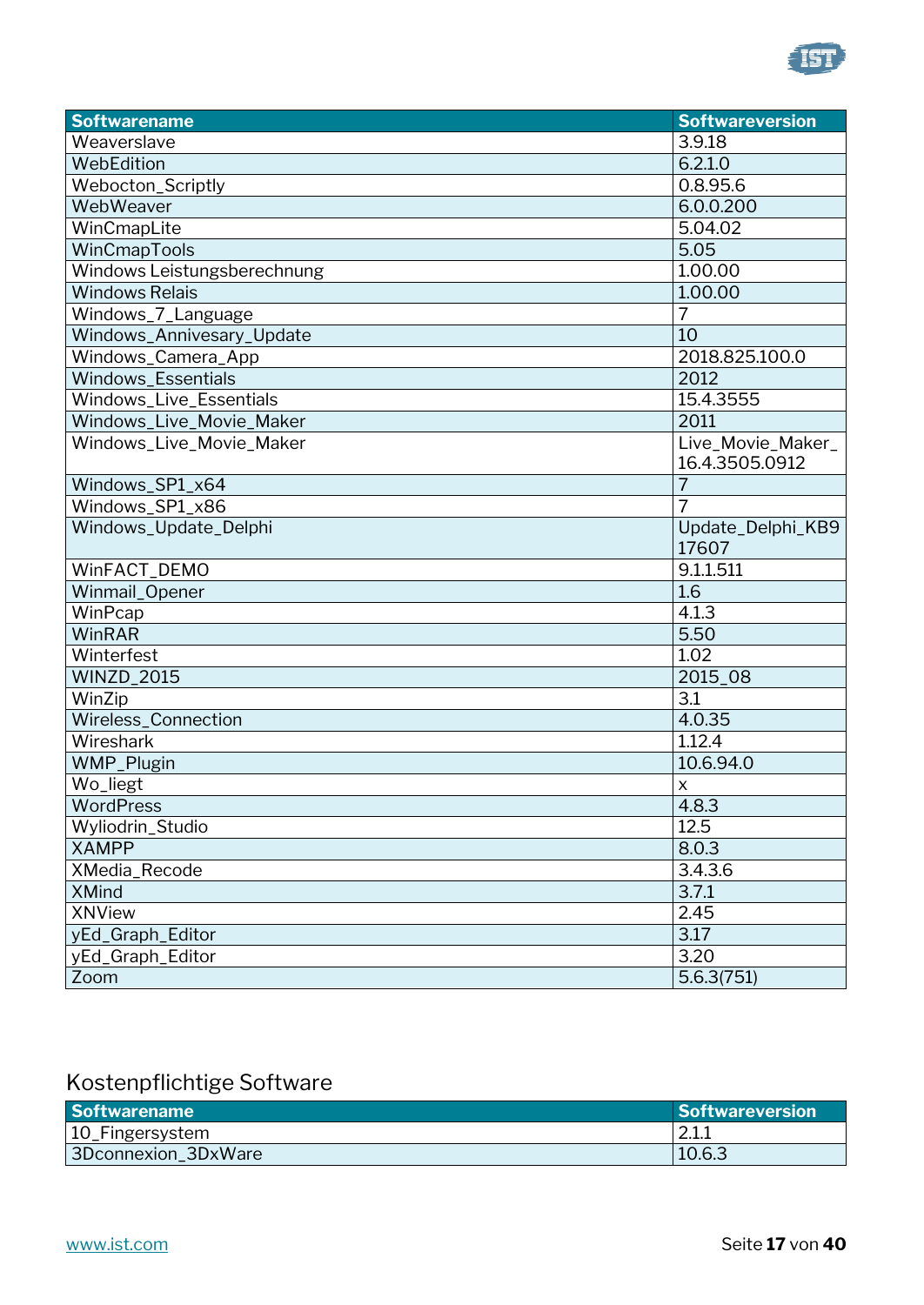| Softwarename | Softwareversion |
|---|---|
| Weaverslave | 3.9.18 |
| WebEdition | 6.2.1.0 |
| Webocton_Scriptly | 0.8.95.6 |
| WebWeaver | 6.0.0.200 |
| WinCmapLite | 5.04.02 |
| WinCmapTools | 5.05 |
| Windows Leistungsberechnung | 1.00.00 |
| Windows Relais | 1.00.00 |
| Windows_7_Language | 7 |
| Windows_Annivesary_Update | 10 |
| Windows_Camera_App | 2018.825.100.0 |
| Windows_Essentials | 2012 |
| Windows_Live_Essentials | 15.4.3555 |
| Windows_Live_Movie_Maker | 2011 |
| Windows_Live_Movie_Maker | Live_Movie_Maker_16.4.3505.0912 |
| Windows_SP1_x64 | 7 |
| Windows_SP1_x86 | 7 |
| Windows_Update_Delphi | Update_Delphi_KB917607 |
| WinFACT_DEMO | 9.1.1.511 |
| Winmail_Opener | 1.6 |
| WinPcap | 4.1.3 |
| WinRAR | 5.50 |
| Winterfest | 1.02 |
| WINZD_2015 | 2015_08 |
| WinZip | 3.1 |
| Wireless_Connection | 4.0.35 |
| Wireshark | 1.12.4 |
| WMP_Plugin | 10.6.94.0 |
| Wo_liegt | x |
| WordPress | 4.8.3 |
| Wyliodrin_Studio | 12.5 |
| XAMPP | 8.0.3 |
| XMedia_Recode | 3.4.3.6 |
| XMind | 3.7.1 |
| XNView | 2.45 |
| yEd_Graph_Editor | 3.17 |
| yEd_Graph_Editor | 3.20 |
| Zoom | 5.6.3(751) |

## Kostenpflichtige Software

| Softwarename | Softwareversion |
|---|---|
| 10_Fingersystem | 2.1.1 |
| 3Dconnexion_3DxWare | 10.6.3 |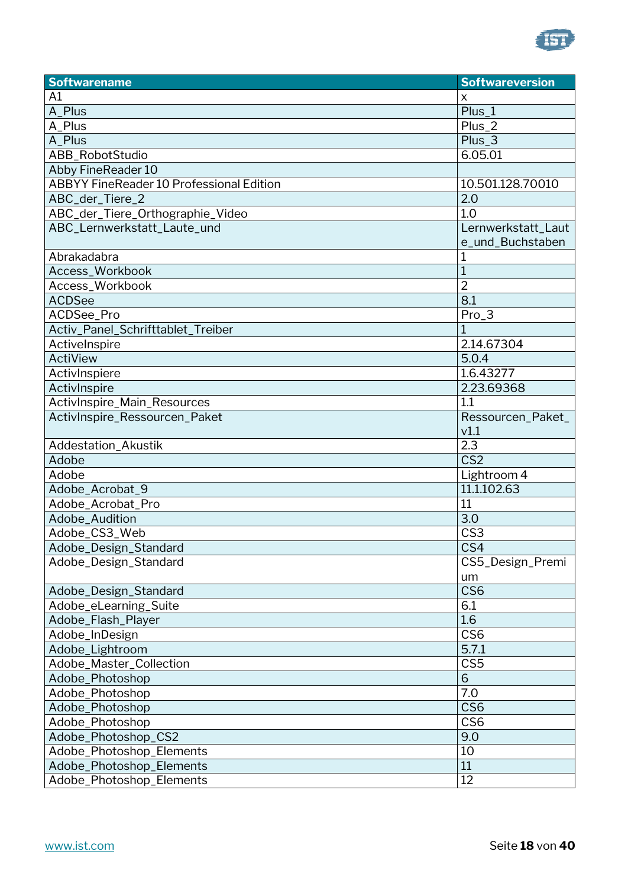| Softwarename | Softwareversion |
|---|---|
| A1 | x |
| A_Plus | Plus_1 |
| A_Plus | Plus_2 |
| A_Plus | Plus_3 |
| ABB_RobotStudio | 6.05.01 |
| Abby FineReader 10 | |
| ABBYY FineReader 10 Professional Edition | 10.501.128.70010 |
| ABC_der_Tiere_2 | 2.0 |
| ABC_der_Tiere_Orthographie_Video | 1.0 |
| ABC_Lernwerkstatt_Laute_und | Lernwerkstatt_Laute_und_Buchstaben |
| Abrakadabra | 1 |
| Access_Workbook | 1 |
| Access_Workbook | 2 |
| ACDSee | 8.1 |
| ACDSee_Pro | Pro_3 |
| Activ_Panel_Schrifttablet_Treiber | 1 |
| ActiveInspire | 2.14.67304 |
| ActiView | 5.0.4 |
| ActivInspiere | 1.6.43277 |
| ActivInspire | 2.23.69368 |
| ActivInspire_Main_Resources | 1.1 |
| ActivInspire_Ressourcen_Paket | Ressourcen_Paket_v1.1 |
| Addestation_Akustik | 2.3 |
| Adobe | CS2 |
| Adobe | Lightroom 4 |
| Adobe_Acrobat_9 | 11.1.102.63 |
| Adobe_Acrobat_Pro | 11 |
| Adobe_Audition | 3.0 |
| Adobe_CS3_Web | CS3 |
| Adobe_Design_Standard | CS4 |
| Adobe_Design_Standard | CS5_Design_Premium |
| Adobe_Design_Standard | CS6 |
| Adobe_eLearning_Suite | 6.1 |
| Adobe_Flash_Player | 1.6 |
| Adobe_InDesign | CS6 |
| Adobe_Lightroom | 5.7.1 |
| Adobe_Master_Collection | CS5 |
| Adobe_Photoshop | 6 |
| Adobe_Photoshop | 7.0 |
| Adobe_Photoshop | CS6 |
| Adobe_Photoshop | CS6 |
| Adobe_Photoshop_CS2 | 9.0 |
| Adobe_Photoshop_Elements | 10 |
| Adobe_Photoshop_Elements | 11 |
| Adobe_Photoshop_Elements | 12 |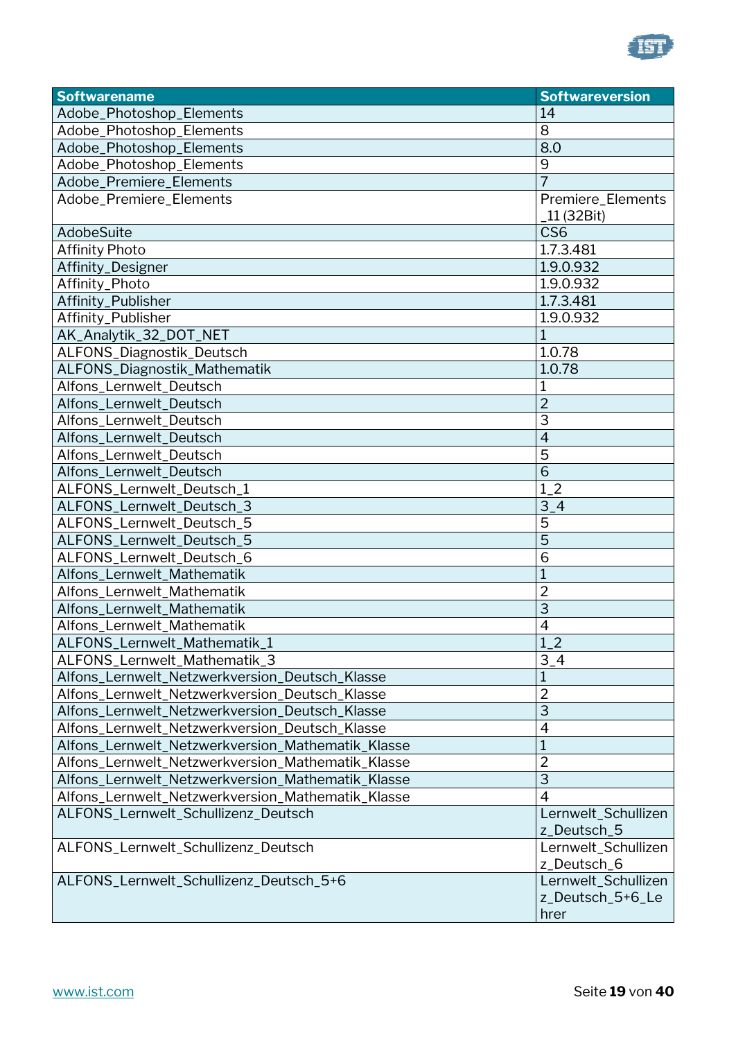| Softwarename | Softwareversion |
|---|---|
| Adobe_Photoshop_Elements | 14 |
| Adobe_Photoshop_Elements | 8 |
| Adobe_Photoshop_Elements | 8.0 |
| Adobe_Photoshop_Elements | 9 |
| Adobe_Premiere_Elements | 7 |
| Adobe_Premiere_Elements | Premiere_Elements_11 (32Bit) |
| AdobeSuite | CS6 |
| Affinity Photo | 1.7.3.481 |
| Affinity_Designer | 1.9.0.932 |
| Affinity_Photo | 1.9.0.932 |
| Affinity_Publisher | 1.7.3.481 |
| Affinity_Publisher | 1.9.0.932 |
| AK_Analytik_32_DOT_NET | 1 |
| ALFONS_Diagnostik_Deutsch | 1.0.78 |
| ALFONS_Diagnostik_Mathematik | 1.0.78 |
| Alfons_Lernwelt_Deutsch | 1 |
| Alfons_Lernwelt_Deutsch | 2 |
| Alfons_Lernwelt_Deutsch | 3 |
| Alfons_Lernwelt_Deutsch | 4 |
| Alfons_Lernwelt_Deutsch | 5 |
| Alfons_Lernwelt_Deutsch | 6 |
| ALFONS_Lernwelt_Deutsch_1 | 1_2 |
| ALFONS_Lernwelt_Deutsch_3 | 3_4 |
| ALFONS_Lernwelt_Deutsch_5 | 5 |
| ALFONS_Lernwelt_Deutsch_5 | 5 |
| ALFONS_Lernwelt_Deutsch_6 | 6 |
| Alfons_Lernwelt_Mathematik | 1 |
| Alfons_Lernwelt_Mathematik | 2 |
| Alfons_Lernwelt_Mathematik | 3 |
| Alfons_Lernwelt_Mathematik | 4 |
| ALFONS_Lernwelt_Mathematik_1 | 1_2 |
| ALFONS_Lernwelt_Mathematik_3 | 3_4 |
| Alfons_Lernwelt_Netzwerkversion_Deutsch_Klasse | 1 |
| Alfons_Lernwelt_Netzwerkversion_Deutsch_Klasse | 2 |
| Alfons_Lernwelt_Netzwerkversion_Deutsch_Klasse | 3 |
| Alfons_Lernwelt_Netzwerkversion_Deutsch_Klasse | 4 |
| Alfons_Lernwelt_Netzwerkversion_Mathematik_Klasse | 1 |
| Alfons_Lernwelt_Netzwerkversion_Mathematik_Klasse | 2 |
| Alfons_Lernwelt_Netzwerkversion_Mathematik_Klasse | 3 |
| Alfons_Lernwelt_Netzwerkversion_Mathematik_Klasse | 4 |
| ALFONS_Lernwelt_Schullizenz_Deutsch | Lernwelt_Schullizenz_Deutsch_5 |
| ALFONS_Lernwelt_Schullizenz_Deutsch | Lernwelt_Schullizenz_Deutsch_6 |
| ALFONS_Lernwelt_Schullizenz_Deutsch_5+6 | Lernwelt_Schullizenz_Deutsch_5+6_Lehrer |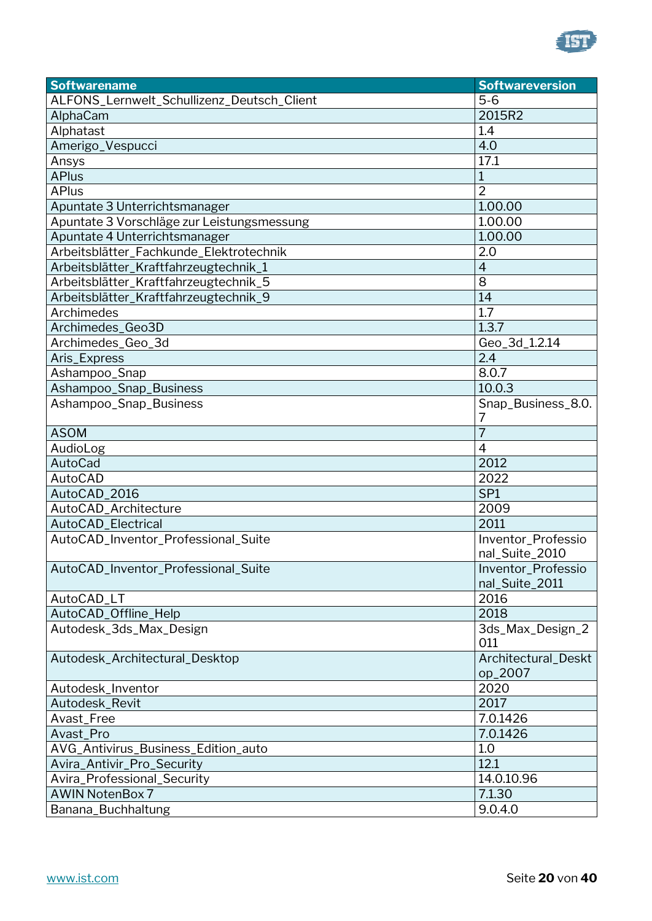| Softwarename | Softwareversion |
|---|---|
| ALFONS_Lernwelt_Schullizenz_Deutsch_Client | 5-6 |
| AlphaCam | 2015R2 |
| Alphatast | 1.4 |
| Amerigo_Vespucci | 4.0 |
| Ansys | 17.1 |
| APlus | 1 |
| APlus | 2 |
| Apuntate 3 Unterrichtsmanager | 1.00.00 |
| Apuntate 3 Vorschläge zur Leistungsmessung | 1.00.00 |
| Apuntate 4 Unterrichtsmanager | 1.00.00 |
| Arbeitsblätter_Fachkunde_Elektrotechnik | 2.0 |
| Arbeitsblätter_Kraftfahrzeugtechnik_1 | 4 |
| Arbeitsblätter_Kraftfahrzeugtechnik_5 | 8 |
| Arbeitsblätter_Kraftfahrzeugtechnik_9 | 14 |
| Archimedes | 1.7 |
| Archimedes_Geo3D | 1.3.7 |
| Archimedes_Geo_3d | Geo_3d_1.2.14 |
| Aris_Express | 2.4 |
| Ashampoo_Snap | 8.0.7 |
| Ashampoo_Snap_Business | 10.0.3 |
| Ashampoo_Snap_Business | Snap_Business_8.0.7 |
| ASOM | 7 |
| AudioLog | 4 |
| AutoCad | 2012 |
| AutoCAD | 2022 |
| AutoCAD_2016 | SP1 |
| AutoCAD_Architecture | 2009 |
| AutoCAD_Electrical | 2011 |
| AutoCAD_Inventor_Professional_Suite | Inventor_Professional_Suite_2010 |
| AutoCAD_Inventor_Professional_Suite | Inventor_Professional_Suite_2011 |
| AutoCAD_LT | 2016 |
| AutoCAD_Offline_Help | 2018 |
| Autodesk_3ds_Max_Design | 3ds_Max_Design_2011 |
| Autodesk_Architectural_Desktop | Architectural_Desktop_2007 |
| Autodesk_Inventor | 2020 |
| Autodesk_Revit | 2017 |
| Avast_Free | 7.0.1426 |
| Avast_Pro | 7.0.1426 |
| AVG_Antivirus_Business_Edition_auto | 1.0 |
| Avira_Antivir_Pro_Security | 12.1 |
| Avira_Professional_Security | 14.0.10.96 |
| AWIN NotenBox 7 | 7.1.30 |
| Banana_Buchhaltung | 9.0.4.0 |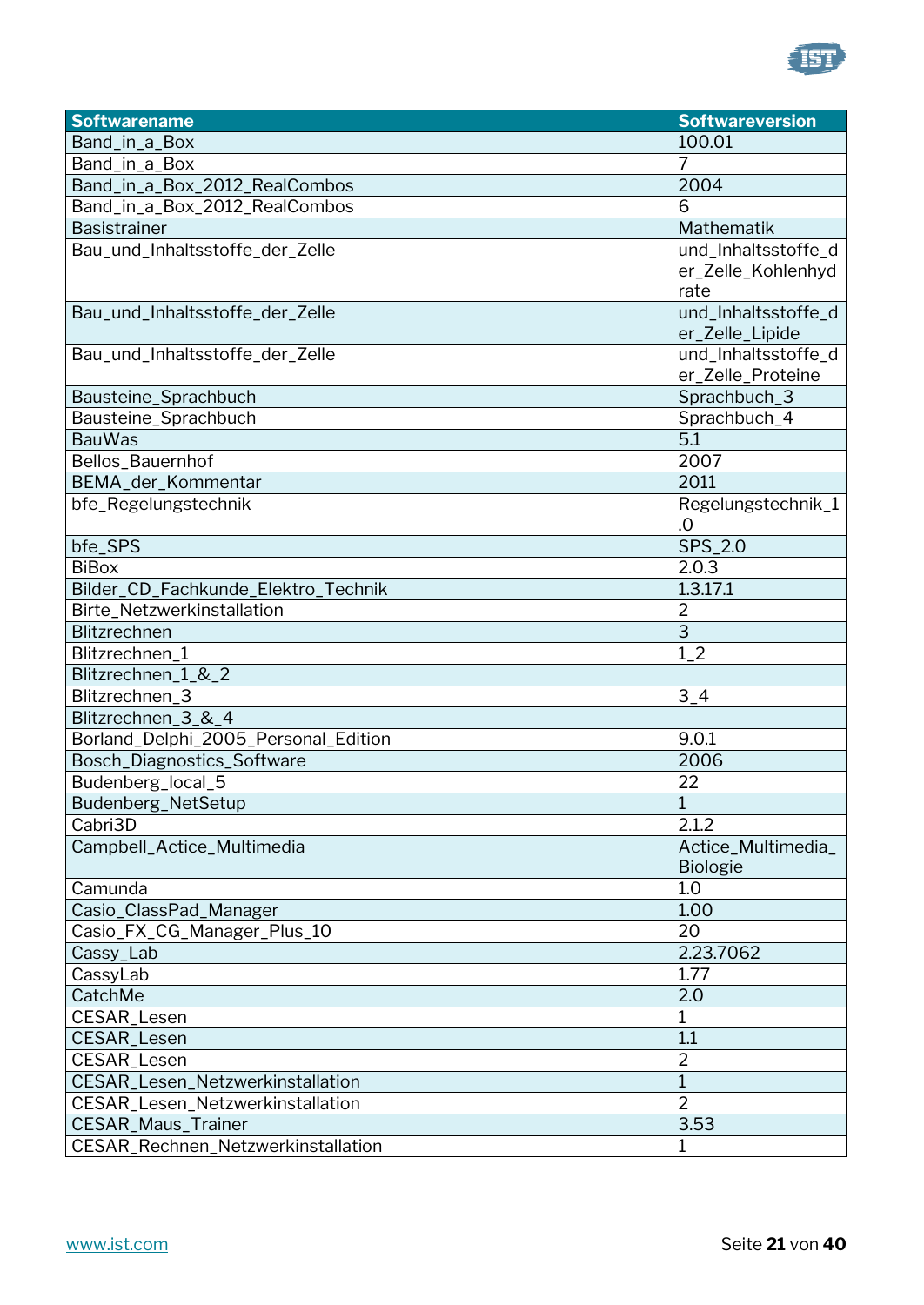| Softwarename | Softwareversion |
|---|---|
| Band_in_a_Box | 100.01 |
| Band_in_a_Box | 7 |
| Band_in_a_Box_2012_RealCombos | 2004 |
| Band_in_a_Box_2012_RealCombos | 6 |
| Basistrainer | Mathematik |
| Bau_und_Inhaltsstoffe_der_Zelle | und_Inhaltsstoffe_der_Zelle_Kohlenhydrate |
| Bau_und_Inhaltsstoffe_der_Zelle | und_Inhaltsstoffe_der_Zelle_Lipide |
| Bau_und_Inhaltsstoffe_der_Zelle | und_Inhaltsstoffe_der_Zelle_Proteine |
| Bausteine_Sprachbuch | Sprachbuch_3 |
| Bausteine_Sprachbuch | Sprachbuch_4 |
| BauWas | 5.1 |
| Bellos_Bauernhof | 2007 |
| BEMA_der_Kommentar | 2011 |
| bfe_Regelungstechnik | Regelungstechnik_1.0 |
| bfe_SPS | SPS_2.0 |
| BiBox | 2.0.3 |
| Bilder_CD_Fachkunde_Elektro_Technik | 1.3.17.1 |
| Birte_Netzwerkinstallation | 2 |
| Blitzrechnen | 3 |
| Blitzrechnen_1 | 1_2 |
| Blitzrechnen_1_&_2 | |
| Blitzrechnen_3 | 3_4 |
| Blitzrechnen_3_&_4 | |
| Borland_Delphi_2005_Personal_Edition | 9.0.1 |
| Bosch_Diagnostics_Software | 2006 |
| Budenberg_local_5 | 22 |
| Budenberg_NetSetup | 1 |
| Cabri3D | 2.1.2 |
| Campbell_Actice_Multimedia | Actice_Multimedia_Biologie |
| Camunda | 1.0 |
| Casio_ClassPad_Manager | 1.00 |
| Casio_FX_CG_Manager_Plus_10 | 20 |
| Cassy_Lab | 2.23.7062 |
| CassyLab | 1.77 |
| CatchMe | 2.0 |
| CESAR_Lesen | 1 |
| CESAR_Lesen | 1.1 |
| CESAR_Lesen | 2 |
| CESAR_Lesen_Netzwerkinstallation | 1 |
| CESAR_Lesen_Netzwerkinstallation | 2 |
| CESAR_Maus_Trainer | 3.53 |
| CESAR_Rechnen_Netzwerkinstallation | 1 |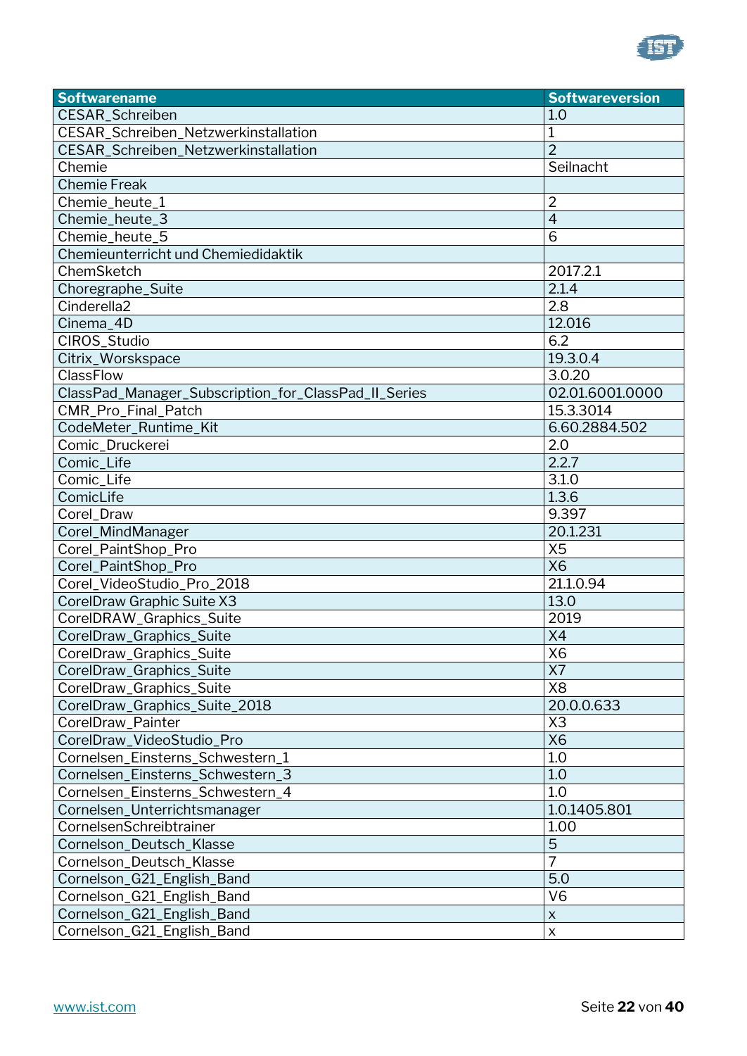| Softwarename | Softwareversion |
| --- | --- |
| CESAR_Schreiben | 1.0 |
| CESAR_Schreiben_Netzwerkinstallation | 1 |
| CESAR_Schreiben_Netzwerkinstallation | 2 |
| Chemie | Seilnacht |
| Chemie Freak | |
| Chemie_heute_1 | 2 |
| Chemie_heute_3 | 4 |
| Chemie_heute_5 | 6 |
| Chemieunterricht und Chemiedidaktik | |
| ChemSketch | 2017.2.1 |
| Choregraphe_Suite | 2.1.4 |
| Cinderella2 | 2.8 |
| Cinema_4D | 12.016 |
| CIROS_Studio | 6.2 |
| Citrix_Worskspace | 19.3.0.4 |
| ClassFlow | 3.0.20 |
| ClassPad_Manager_Subscription_for_ClassPad_II_Series | 02.01.6001.0000 |
| CMR_Pro_Final_Patch | 15.3.3014 |
| CodeMeter_Runtime_Kit | 6.60.2884.502 |
| Comic_Druckerei | 2.0 |
| Comic_Life | 2.2.7 |
| Comic_Life | 3.1.0 |
| ComicLife | 1.3.6 |
| Corel_Draw | 9.397 |
| Corel_MindManager | 20.1.231 |
| Corel_PaintShop_Pro | X5 |
| Corel_PaintShop_Pro | X6 |
| Corel_VideoStudio_Pro_2018 | 21.1.0.94 |
| CorelDraw Graphic Suite X3 | 13.0 |
| CorelDRAW_Graphics_Suite | 2019 |
| CorelDraw_Graphics_Suite | X4 |
| CorelDraw_Graphics_Suite | X6 |
| CorelDraw_Graphics_Suite | X7 |
| CorelDraw_Graphics_Suite | X8 |
| CorelDraw_Graphics_Suite_2018 | 20.0.0.633 |
| CorelDraw_Painter | X3 |
| CorelDraw_VideoStudio_Pro | X6 |
| Cornelsen_Einsterns_Schwestern_1 | 1.0 |
| Cornelsen_Einsterns_Schwestern_3 | 1.0 |
| Cornelsen_Einsterns_Schwestern_4 | 1.0 |
| Cornelsen_Unterrichtsmanager | 1.0.1405.801 |
| CornelsenSchreibtrainer | 1.00 |
| Cornelson_Deutsch_Klasse | 5 |
| Cornelson_Deutsch_Klasse | 7 |
| Cornelson_G21_English_Band | 5.0 |
| Cornelson_G21_English_Band | V6 |
| Cornelson_G21_English_Band | x |
| Cornelson_G21_English_Band | x |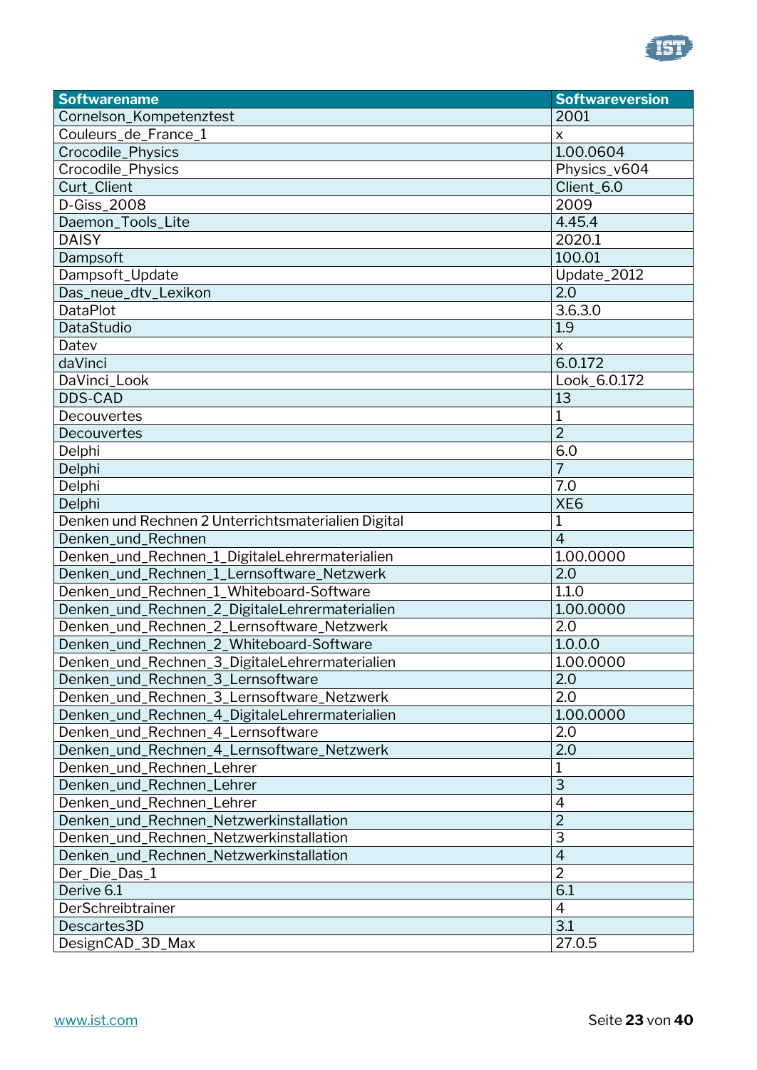| Softwarename | Softwareversion |
| --- | --- |
| Cornelson_Kompetenztest | 2001 |
| Couleurs_de_France_1 | x |
| Crocodile_Physics | 1.00.0604 |
| Crocodile_Physics | Physics_v604 |
| Curt_Client | Client_6.0 |
| D-Giss_2008 | 2009 |
| Daemon_Tools_Lite | 4.45.4 |
| DAISY | 2020.1 |
| Dampsoft | 100.01 |
| Dampsoft_Update | Update_2012 |
| Das_neue_dtv_Lexikon | 2.0 |
| DataPlot | 3.6.3.0 |
| DataStudio | 1.9 |
| Datev | x |
| daVinci | 6.0.172 |
| DaVinci_Look | Look_6.0.172 |
| DDS-CAD | 13 |
| Decouvertes | 1 |
| Decouvertes | 2 |
| Delphi | 6.0 |
| Delphi | 7 |
| Delphi | 7.0 |
| Delphi | XE6 |
| Denken und Rechnen 2 Unterrichtsmaterialien Digital | 1 |
| Denken_und_Rechnen | 4 |
| Denken_und_Rechnen_1_DigitaleLehrermaterialien | 1.00.0000 |
| Denken_und_Rechnen_1_Lernsoftware_Netzwerk | 2.0 |
| Denken_und_Rechnen_1_Whiteboard-Software | 1.1.0 |
| Denken_und_Rechnen_2_DigitaleLehrermaterialien | 1.00.0000 |
| Denken_und_Rechnen_2_Lernsoftware_Netzwerk | 2.0 |
| Denken_und_Rechnen_2_Whiteboard-Software | 1.0.0.0 |
| Denken_und_Rechnen_3_DigitaleLehrermaterialien | 1.00.0000 |
| Denken_und_Rechnen_3_Lernsoftware | 2.0 |
| Denken_und_Rechnen_3_Lernsoftware_Netzwerk | 2.0 |
| Denken_und_Rechnen_4_DigitaleLehrermaterialien | 1.00.0000 |
| Denken_und_Rechnen_4_Lernsoftware | 2.0 |
| Denken_und_Rechnen_4_Lernsoftware_Netzwerk | 2.0 |
| Denken_und_Rechnen_Lehrer | 1 |
| Denken_und_Rechnen_Lehrer | 3 |
| Denken_und_Rechnen_Lehrer | 4 |
| Denken_und_Rechnen_Netzwerkinstallation | 2 |
| Denken_und_Rechnen_Netzwerkinstallation | 3 |
| Denken_und_Rechnen_Netzwerkinstallation | 4 |
| Der_Die_Das_1 | 2 |
| Derive 6.1 | 6.1 |
| DerSchreibtrainer | 4 |
| Descartes3D | 3.1 |
| DesignCAD_3D_Max | 27.0.5 |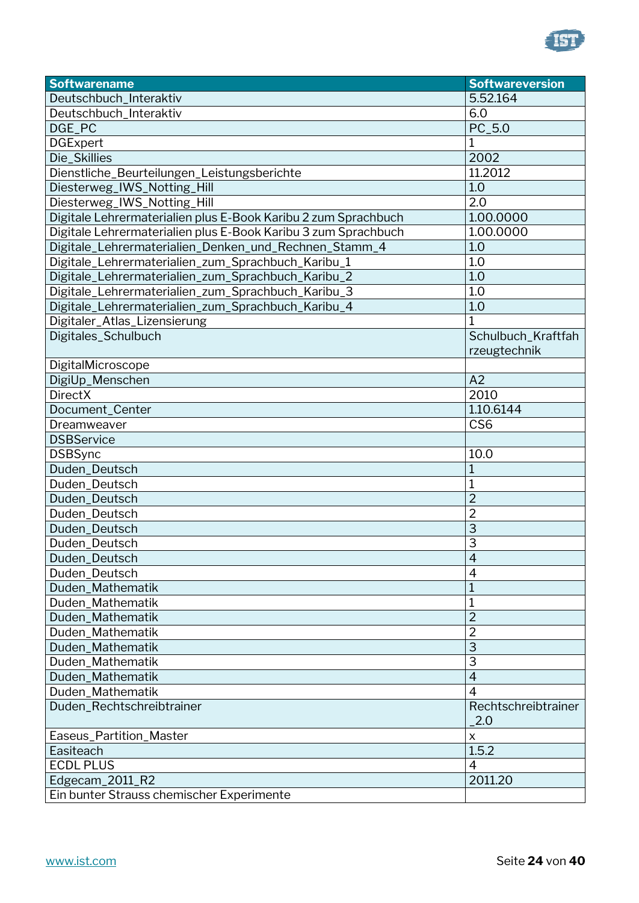| Softwarename | Softwareversion |
| --- | --- |
| Deutschbuch_Interaktiv | 5.52.164 |
| Deutschbuch_Interaktiv | 6.0 |
| DGE_PC | PC_5.0 |
| DGExpert | 1 |
| Die_Skillies | 2002 |
| Dienstliche_Beurteilungen_Leistungsberichte | 11.2012 |
| Diesterweg_IWS_Notting_Hill | 1.0 |
| Diesterweg_IWS_Notting_Hill | 2.0 |
| Digitale Lehrermaterialien plus E-Book Karibu 2 zum Sprachbuch | 1.00.0000 |
| Digitale Lehrermaterialien plus E-Book Karibu 3 zum Sprachbuch | 1.00.0000 |
| Digitale_Lehrermaterialien_Denken_und_Rechnen_Stamm_4 | 1.0 |
| Digitale_Lehrermaterialien_zum_Sprachbuch_Karibu_1 | 1.0 |
| Digitale_Lehrermaterialien_zum_Sprachbuch_Karibu_2 | 1.0 |
| Digitale_Lehrermaterialien_zum_Sprachbuch_Karibu_3 | 1.0 |
| Digitale_Lehrermaterialien_zum_Sprachbuch_Karibu_4 | 1.0 |
| Digitaler_Atlas_Lizensierung | 1 |
| Digitales_Schulbuch | Schulbuch_Kraftfahrzeugtechnik |
| DigitalMicroscope | |
| DigiUp_Menschen | A2 |
| DirectX | 2010 |
| Document_Center | 1.10.6144 |
| Dreamweaver | CS6 |
| DSBService | |
| DSBSync | 10.0 |
| Duden_Deutsch | 1 |
| Duden_Deutsch | 1 |
| Duden_Deutsch | 2 |
| Duden_Deutsch | 2 |
| Duden_Deutsch | 3 |
| Duden_Deutsch | 3 |
| Duden_Deutsch | 4 |
| Duden_Deutsch | 4 |
| Duden_Mathematik | 1 |
| Duden_Mathematik | 1 |
| Duden_Mathematik | 2 |
| Duden_Mathematik | 2 |
| Duden_Mathematik | 3 |
| Duden_Mathematik | 3 |
| Duden_Mathematik | 4 |
| Duden_Mathematik | 4 |
| Duden_Rechtschreibtrainer | Rechtschreibtrainer_2.0 |
| Easeus_Partition_Master | x |
| Easiteach | 1.5.2 |
| ECDL PLUS | 4 |
| Edgecam_2011_R2 | 2011.20 |
| Ein bunter Strauss chemischer Experimente | |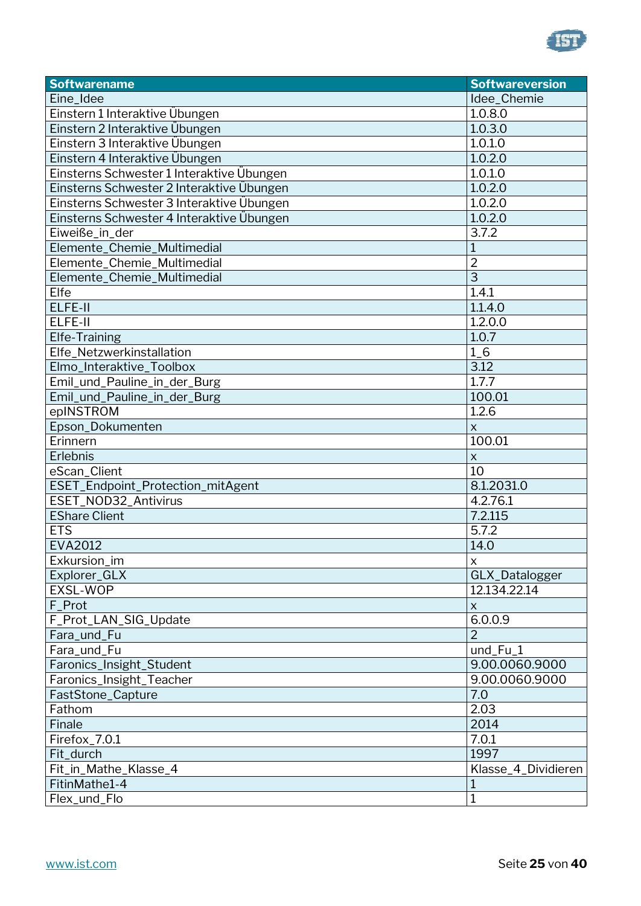| Softwarename | Softwareversion |
|---|---|
| Eine_Idee | Idee_Chemie |
| Einstern 1 Interaktive Übungen | 1.0.8.0 |
| Einstern 2 Interaktive Übungen | 1.0.3.0 |
| Einstern 3 Interaktive Übungen | 1.0.1.0 |
| Einstern 4 Interaktive Übungen | 1.0.2.0 |
| Einsterns Schwester 1 Interaktive Übungen | 1.0.1.0 |
| Einsterns Schwester 2 Interaktive Übungen | 1.0.2.0 |
| Einsterns Schwester 3 Interaktive Übungen | 1.0.2.0 |
| Einsterns Schwester 4 Interaktive Übungen | 1.0.2.0 |
| Eiweiße_in_der | 3.7.2 |
| Elemente_Chemie_Multimedial | 1 |
| Elemente_Chemie_Multimedial | 2 |
| Elemente_Chemie_Multimedial | 3 |
| Elfe | 1.4.1 |
| ELFE-II | 1.1.4.0 |
| ELFE-II | 1.2.0.0 |
| Elfe-Training | 1.0.7 |
| Elfe_Netzwerkinstallation | 1_6 |
| Elmo_Interaktive_Toolbox | 3.12 |
| Emil_und_Pauline_in_der_Burg | 1.7.7 |
| Emil_und_Pauline_in_der_Burg | 100.01 |
| epINSTROM | 1.2.6 |
| Epson_Dokumenten | x |
| Erinnern | 100.01 |
| Erlebnis | x |
| eScan_Client | 10 |
| ESET_Endpoint_Protection_mitAgent | 8.1.2031.0 |
| ESET_NOD32_Antivirus | 4.2.76.1 |
| EShare Client | 7.2.115 |
| ETS | 5.7.2 |
| EVA2012 | 14.0 |
| Exkursion_im | x |
| Explorer_GLX | GLX_Datalogger |
| EXSL-WOP | 12.134.22.14 |
| F_Prot | x |
| F_Prot_LAN_SIG_Update | 6.0.0.9 |
| Fara_und_Fu | 2 |
| Fara_und_Fu | und_Fu_1 |
| Faronics_Insight_Student | 9.00.0060.9000 |
| Faronics_Insight_Teacher | 9.00.0060.9000 |
| FastStone_Capture | 7.0 |
| Fathom | 2.03 |
| Finale | 2014 |
| Firefox_7.0.1 | 7.0.1 |
| Fit_durch | 1997 |
| Fit_in_Mathe_Klasse_4 | Klasse_4_Dividieren |
| FitinMathe1-4 | 1 |
| Flex_und_Flo | 1 |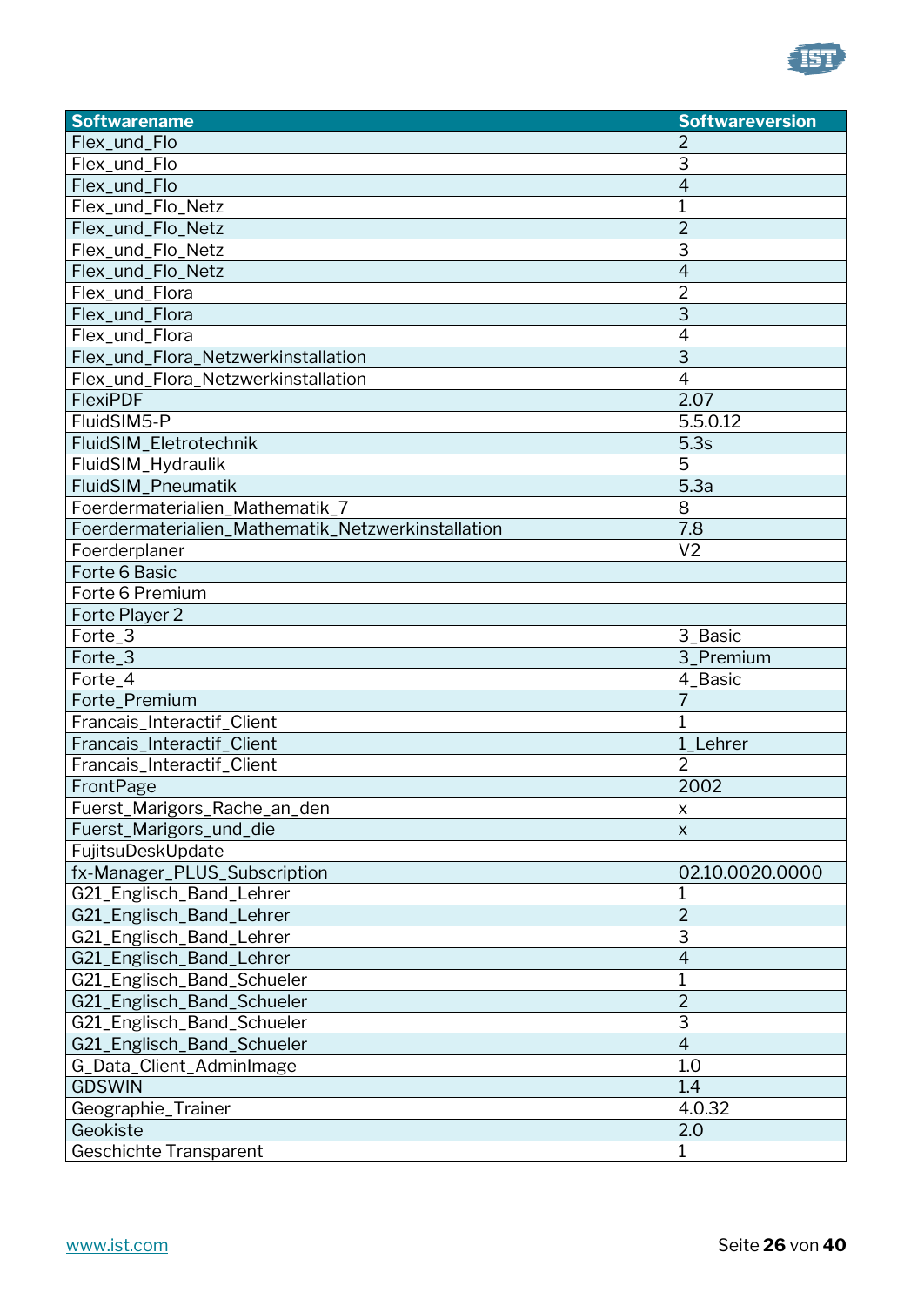| Softwarename | Softwareversion |
|---|---|
| Flex_und_Flo | 2 |
| Flex_und_Flo | 3 |
| Flex_und_Flo | 4 |
| Flex_und_Flo_Netz | 1 |
| Flex_und_Flo_Netz | 2 |
| Flex_und_Flo_Netz | 3 |
| Flex_und_Flo_Netz | 4 |
| Flex_und_Flora | 2 |
| Flex_und_Flora | 3 |
| Flex_und_Flora | 4 |
| Flex_und_Flora_Netzwerkinstallation | 3 |
| Flex_und_Flora_Netzwerkinstallation | 4 |
| FlexiPDF | 2.07 |
| FluidSIM5-P | 5.5.0.12 |
| FluidSIM_Eletrotechnik | 5.3s |
| FluidSIM_Hydraulik | 5 |
| FluidSIM_Pneumatik | 5.3a |
| Foerdermaterialien_Mathematik_7 | 8 |
| Foerdermaterialien_Mathematik_Netzwerkinstallation | 7.8 |
| Foerderplaner | V2 |
| Forte 6 Basic | |
| Forte 6 Premium | |
| Forte Player 2 | |
| Forte_3 | 3_Basic |
| Forte_3 | 3_Premium |
| Forte_4 | 4_Basic |
| Forte_Premium | 7 |
| Francais_Interactif_Client | 1 |
| Francais_Interactif_Client | 1_Lehrer |
| Francais_Interactif_Client | 2 |
| FrontPage | 2002 |
| Fuerst_Marigors_Rache_an_den | x |
| Fuerst_Marigors_und_die | x |
| FujitsuDeskUpdate | |
| fx-Manager_PLUS_Subscription | 02.10.0020.0000 |
| G21_Englisch_Band_Lehrer | 1 |
| G21_Englisch_Band_Lehrer | 2 |
| G21_Englisch_Band_Lehrer | 3 |
| G21_Englisch_Band_Lehrer | 4 |
| G21_Englisch_Band_Schueler | 1 |
| G21_Englisch_Band_Schueler | 2 |
| G21_Englisch_Band_Schueler | 3 |
| G21_Englisch_Band_Schueler | 4 |
| G_Data_Client_AdminImage | 1.0 |
| GDSWIN | 1.4 |
| Geographie_Trainer | 4.0.32 |
| Geokiste | 2.0 |
| Geschichte Transparent | 1 |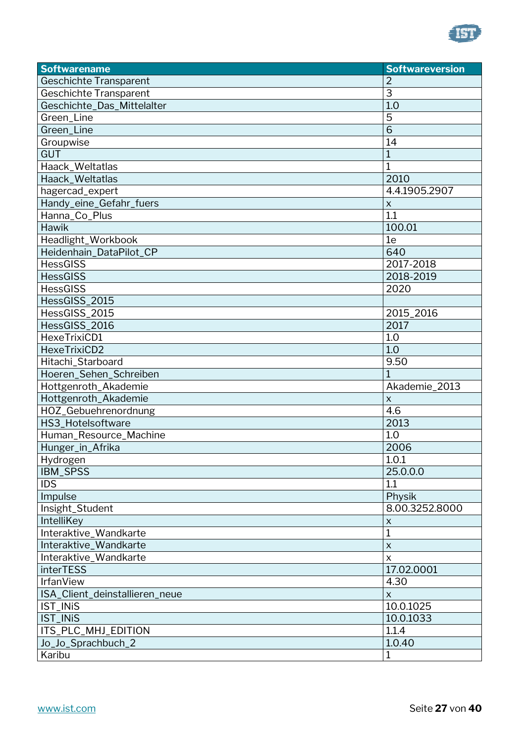| Softwarename | Softwareversion |
|---|---|
| Geschichte Transparent | 2 |
| Geschichte Transparent | 3 |
| Geschichte_Das_Mittelalter | 1.0 |
| Green_Line | 5 |
| Green_Line | 6 |
| Groupwise | 14 |
| GUT | 1 |
| Haack_Weltatlas | 1 |
| Haack_Weltatlas | 2010 |
| hagercad_expert | 4.4.1905.2907 |
| Handy_eine_Gefahr_fuers | x |
| Hanna_Co_Plus | 1.1 |
| Hawik | 100.01 |
| Headlight_Workbook | 1e |
| Heidenhain_DataPilot_CP | 640 |
| HessGISS | 2017-2018 |
| HessGISS | 2018-2019 |
| HessGISS | 2020 |
| HessGISS_2015 | |
| HessGISS_2015 | 2015_2016 |
| HessGISS_2016 | 2017 |
| HexeTrixiCD1 | 1.0 |
| HexeTrixiCD2 | 1.0 |
| Hitachi_Starboard | 9.50 |
| Hoeren_Sehen_Schreiben | 1 |
| Hottgenroth_Akademie | Akademie_2013 |
| Hottgenroth_Akademie | x |
| HOZ_Gebuehrenordnung | 4.6 |
| HS3_Hotelsoftware | 2013 |
| Human_Resource_Machine | 1.0 |
| Hunger_in_Afrika | 2006 |
| Hydrogen | 1.0.1 |
| IBM_SPSS | 25.0.0.0 |
| IDS | 1.1 |
| Impulse | Physik |
| Insight_Student | 8.00.3252.8000 |
| IntelliKey | x |
| Interaktive_Wandkarte | 1 |
| Interaktive_Wandkarte | x |
| Interaktive_Wandkarte | x |
| interTESS | 17.02.0001 |
| IrfanView | 4.30 |
| ISA_Client_deinstallieren_neue | x |
| IST_INiS | 10.0.1025 |
| IST_INiS | 10.0.1033 |
| ITS_PLC_MHJ_EDITION | 1.1.4 |
| Jo_Jo_Sprachbuch_2 | 1.0.40 |
| Karibu | 1 |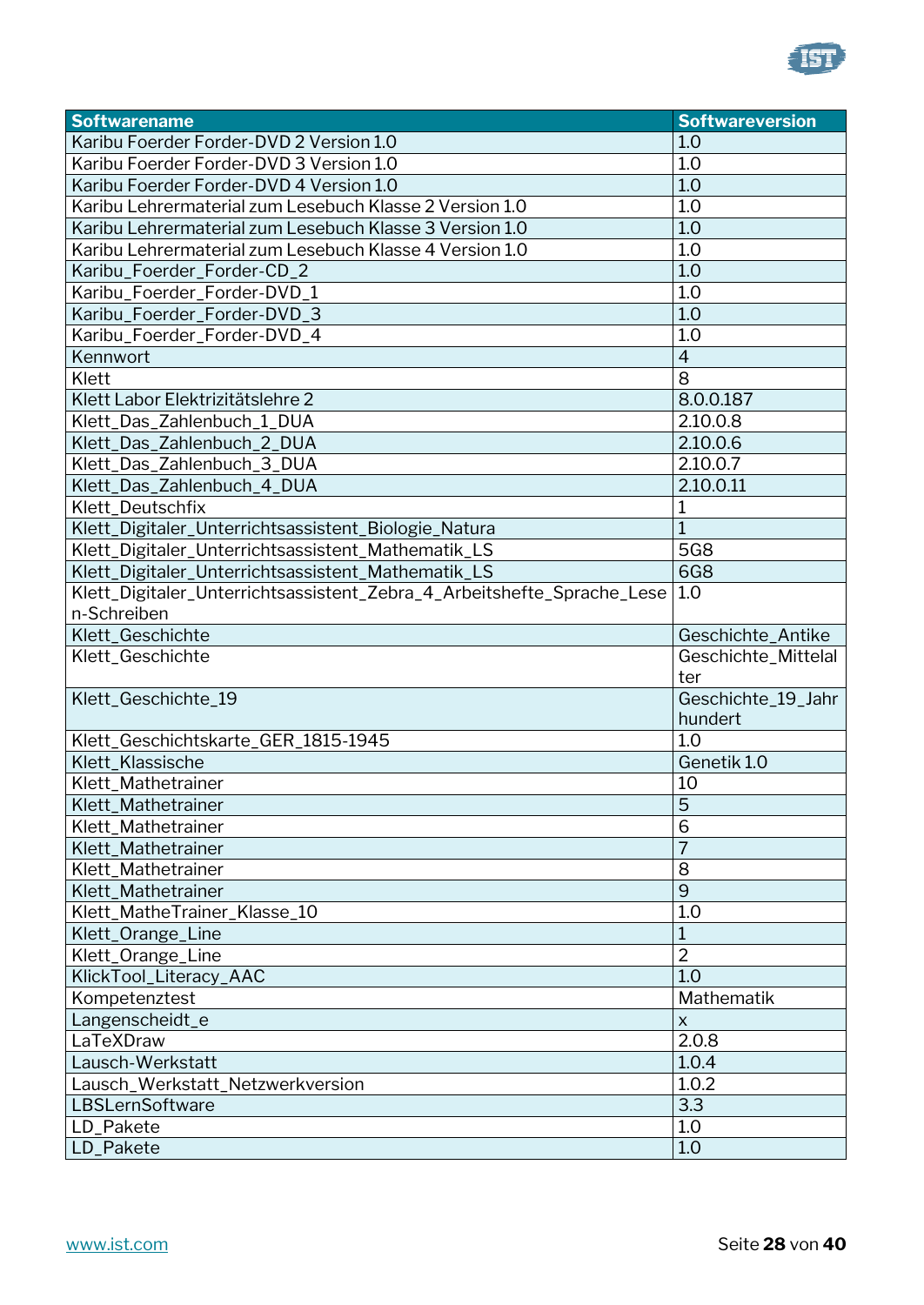| Softwarename | Softwareversion |
|---|---|
| Karibu Foerder Forder-DVD 2 Version 1.0 | 1.0 |
| Karibu Foerder Forder-DVD 3 Version 1.0 | 1.0 |
| Karibu Foerder Forder-DVD 4 Version 1.0 | 1.0 |
| Karibu Lehrermaterial zum Lesebuch Klasse 2 Version 1.0 | 1.0 |
| Karibu Lehrermaterial zum Lesebuch Klasse 3 Version 1.0 | 1.0 |
| Karibu Lehrermaterial zum Lesebuch Klasse 4 Version 1.0 | 1.0 |
| Karibu_Foerder_Forder-CD_2 | 1.0 |
| Karibu_Foerder_Forder-DVD_1 | 1.0 |
| Karibu_Foerder_Forder-DVD_3 | 1.0 |
| Karibu_Foerder_Forder-DVD_4 | 1.0 |
| Kennwort | 4 |
| Klett | 8 |
| Klett Labor Elektrizitätslehre 2 | 8.0.0.187 |
| Klett_Das_Zahlenbuch_1_DUA | 2.10.0.8 |
| Klett_Das_Zahlenbuch_2_DUA | 2.10.0.6 |
| Klett_Das_Zahlenbuch_3_DUA | 2.10.0.7 |
| Klett_Das_Zahlenbuch_4_DUA | 2.10.0.11 |
| Klett_Deutschfix | 1 |
| Klett_Digitaler_Unterrichtsassistent_Biologie_Natura | 1 |
| Klett_Digitaler_Unterrichtsassistent_Mathematik_LS | 5G8 |
| Klett_Digitaler_Unterrichtsassistent_Mathematik_LS | 6G8 |
| Klett_Digitaler_Unterrichtsassistent_Zebra_4_Arbeitshefte_Sprache_Lesen-Schreiben | 1.0 |
| Klett_Geschichte | Geschichte_Antike |
| Klett_Geschichte | Geschichte_Mittelalter |
| Klett_Geschichte_19 | Geschichte_19_Jahrhundert |
| Klett_Geschichtskarte_GER_1815-1945 | 1.0 |
| Klett_Klassische | Genetik 1.0 |
| Klett_Mathetrainer | 10 |
| Klett_Mathetrainer | 5 |
| Klett_Mathetrainer | 6 |
| Klett_Mathetrainer | 7 |
| Klett_Mathetrainer | 8 |
| Klett_Mathetrainer | 9 |
| Klett_MatheTrainer_Klasse_10 | 1.0 |
| Klett_Orange_Line | 1 |
| Klett_Orange_Line | 2 |
| KlickTool_Literacy_AAC | 1.0 |
| Kompetenztest | Mathematik |
| Langenscheidt_e | x |
| LaTeXDraw | 2.0.8 |
| Lausch-Werkstatt | 1.0.4 |
| Lausch_Werkstatt_Netzwerkversion | 1.0.2 |
| LBSLernSoftware | 3.3 |
| LD_Pakete | 1.0 |
| LD_Pakete | 1.0 |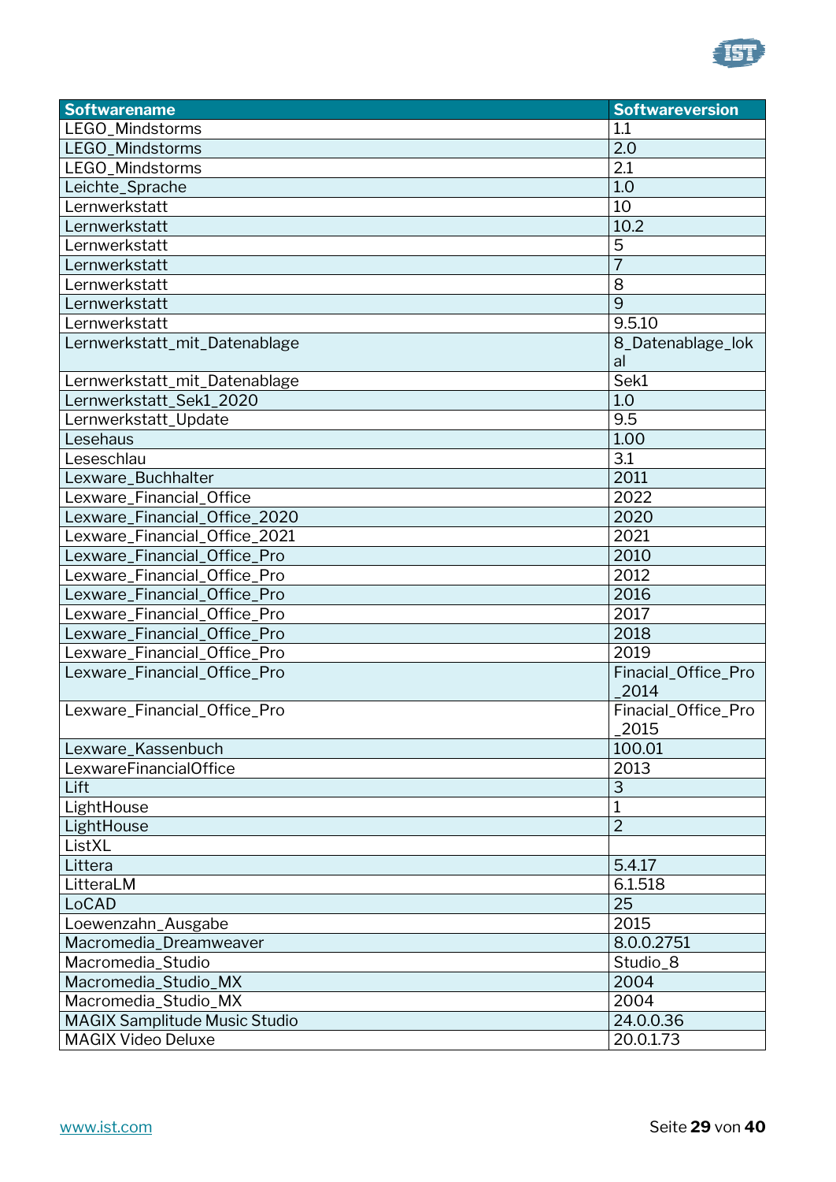| Softwarename | Softwareversion |
|---|---|
| LEGO_Mindstorms | 1.1 |
| LEGO_Mindstorms | 2.0 |
| LEGO_Mindstorms | 2.1 |
| Leichte_Sprache | 1.0 |
| Lernwerkstatt | 10 |
| Lernwerkstatt | 10.2 |
| Lernwerkstatt | 5 |
| Lernwerkstatt | 7 |
| Lernwerkstatt | 8 |
| Lernwerkstatt | 9 |
| Lernwerkstatt | 9.5.10 |
| Lernwerkstatt_mit_Datenablage | 8_Datenablage_lokal |
| Lernwerkstatt_mit_Datenablage | Sek1 |
| Lernwerkstatt_Sek1_2020 | 1.0 |
| Lernwerkstatt_Update | 9.5 |
| Lesehaus | 1.00 |
| Leseschlau | 3.1 |
| Lexware_Buchhalter | 2011 |
| Lexware_Financial_Office | 2022 |
| Lexware_Financial_Office_2020 | 2020 |
| Lexware_Financial_Office_2021 | 2021 |
| Lexware_Financial_Office_Pro | 2010 |
| Lexware_Financial_Office_Pro | 2012 |
| Lexware_Financial_Office_Pro | 2016 |
| Lexware_Financial_Office_Pro | 2017 |
| Lexware_Financial_Office_Pro | 2018 |
| Lexware_Financial_Office_Pro | 2019 |
| Lexware_Financial_Office_Pro | Finacial_Office_Pro_2014 |
| Lexware_Financial_Office_Pro | Finacial_Office_Pro_2015 |
| Lexware_Kassenbuch | 100.01 |
| LexwareFinancialOffice | 2013 |
| Lift | 3 |
| LightHouse | 1 |
| LightHouse | 2 |
| ListXL | |
| Littera | 5.4.17 |
| LitteraLM | 6.1.518 |
| LoCAD | 25 |
| Loewenzahn_Ausgabe | 2015 |
| Macromedia_Dreamweaver | 8.0.0.2751 |
| Macromedia_Studio | Studio_8 |
| Macromedia_Studio_MX | 2004 |
| Macromedia_Studio_MX | 2004 |
| MAGIX Samplitude Music Studio | 24.0.0.36 |
| MAGIX Video Deluxe | 20.0.1.73 |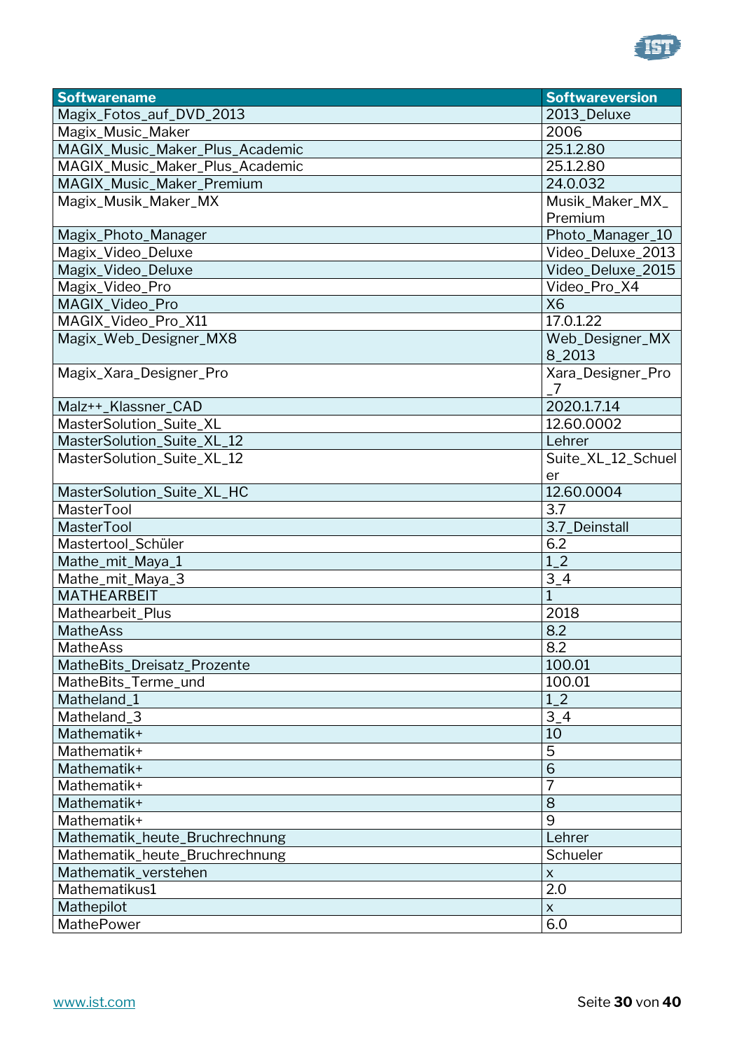| Softwarename | Softwareversion |
| --- | --- |
| Magix_Fotos_auf_DVD_2013 | 2013_Deluxe |
| Magix_Music_Maker | 2006 |
| MAGIX_Music_Maker_Plus_Academic | 25.1.2.80 |
| MAGIX_Music_Maker_Plus_Academic | 25.1.2.80 |
| MAGIX_Music_Maker_Premium | 24.0.032 |
| Magix_Musik_Maker_MX | Musik_Maker_MX_Premium |
| Magix_Photo_Manager | Photo_Manager_10 |
| Magix_Video_Deluxe | Video_Deluxe_2013 |
| Magix_Video_Deluxe | Video_Deluxe_2015 |
| Magix_Video_Pro | Video_Pro_X4 |
| MAGIX_Video_Pro | X6 |
| MAGIX_Video_Pro_X11 | 17.0.1.22 |
| Magix_Web_Designer_MX8 | Web_Designer_MX8_2013 |
| Magix_Xara_Designer_Pro | Xara_Designer_Pro_7 |
| Malz++_Klassner_CAD | 2020.1.7.14 |
| MasterSolution_Suite_XL | 12.60.0002 |
| MasterSolution_Suite_XL_12 | Lehrer |
| MasterSolution_Suite_XL_12 | Suite_XL_12_Schueler |
| MasterSolution_Suite_XL_HC | 12.60.0004 |
| MasterTool | 3.7 |
| MasterTool | 3.7_Deinstall |
| Mastertool_Schüler | 6.2 |
| Mathe_mit_Maya_1 | 1_2 |
| Mathe_mit_Maya_3 | 3_4 |
| MATHEARBEIT | 1 |
| Mathearbeit_Plus | 2018 |
| MatheAss | 8.2 |
| MatheAss | 8.2 |
| MatheBits_Dreisatz_Prozente | 100.01 |
| MatheBits_Terme_und | 100.01 |
| Matheland_1 | 1_2 |
| Matheland_3 | 3_4 |
| Mathematik+ | 10 |
| Mathematik+ | 5 |
| Mathematik+ | 6 |
| Mathematik+ | 7 |
| Mathematik+ | 8 |
| Mathematik+ | 9 |
| Mathematik_heute_Bruchrechnung | Lehrer |
| Mathematik_heute_Bruchrechnung | Schueler |
| Mathematik_verstehen | x |
| Mathematikus1 | 2.0 |
| Mathepilot | x |
| MathePower | 6.0 |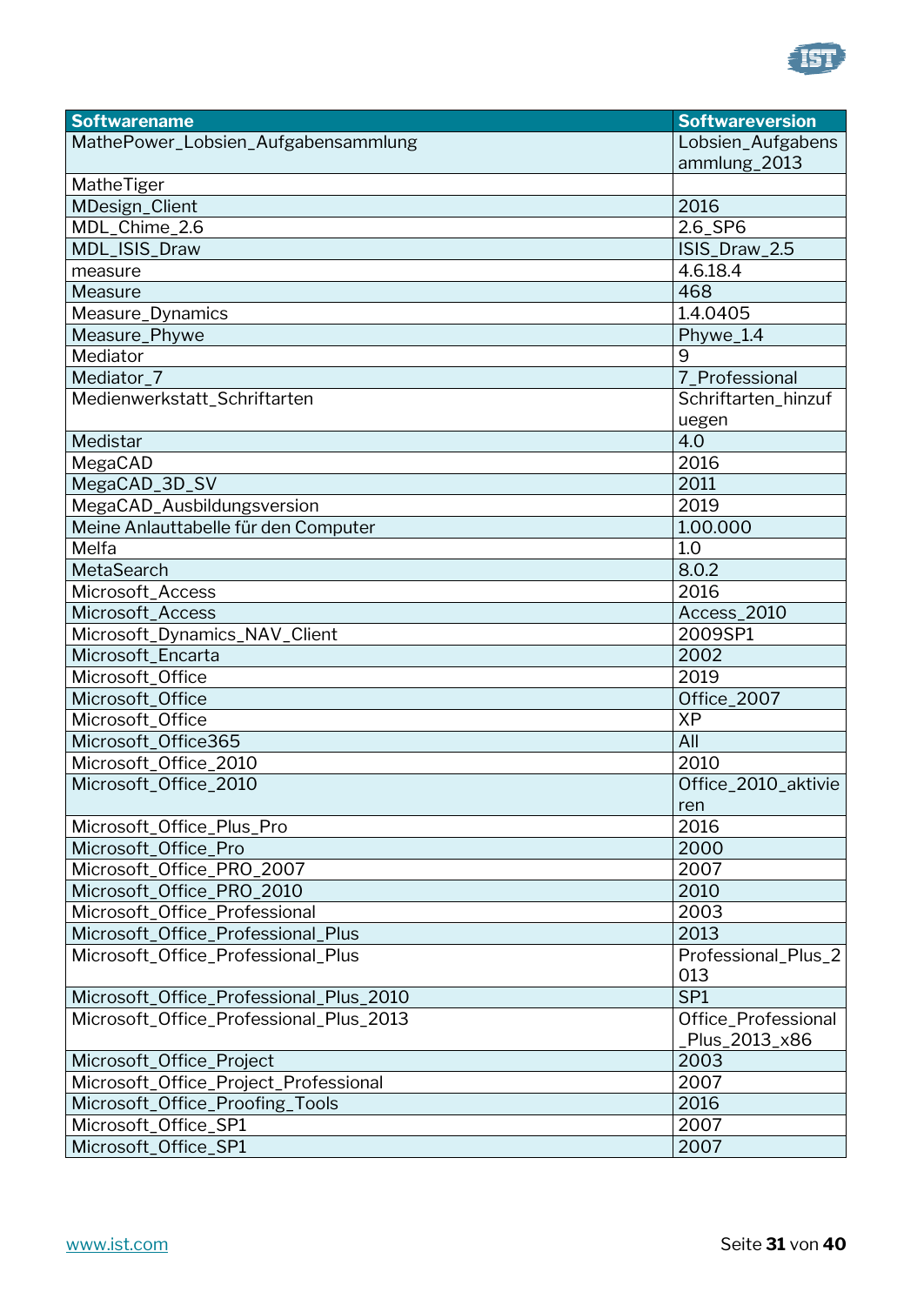| Softwarename | Softwareversion |
|---|---|
| MathePower_Lobsien_Aufgabensammlung | Lobsien_Aufgabensammlung_2013 |
| MatheTiger | |
| MDesign_Client | 2016 |
| MDL_Chime_2.6 | 2.6_SP6 |
| MDL_ISIS_Draw | ISIS_Draw_2.5 |
| measure | 4.6.18.4 |
| Measure | 468 |
| Measure_Dynamics | 1.4.0405 |
| Measure_Phywe | Phywe_1.4 |
| Mediator | 9 |
| Mediator_7 | 7_Professional |
| Medienwerkstatt_Schriftarten | Schriftarten_hinzufuegen |
| Medistar | 4.0 |
| MegaCAD | 2016 |
| MegaCAD_3D_SV | 2011 |
| MegaCAD_Ausbildungsversion | 2019 |
| Meine Anlauttabelle für den Computer | 1.00.000 |
| Melfa | 1.0 |
| MetaSearch | 8.0.2 |
| Microsoft_Access | 2016 |
| Microsoft_Access | Access_2010 |
| Microsoft_Dynamics_NAV_Client | 2009SP1 |
| Microsoft_Encarta | 2002 |
| Microsoft_Office | 2019 |
| Microsoft_Office | Office_2007 |
| Microsoft_Office | XP |
| Microsoft_Office365 | All |
| Microsoft_Office_2010 | 2010 |
| Microsoft_Office_2010 | Office_2010_aktivieren |
| Microsoft_Office_Plus_Pro | 2016 |
| Microsoft_Office_Pro | 2000 |
| Microsoft_Office_PRO_2007 | 2007 |
| Microsoft_Office_PRO_2010 | 2010 |
| Microsoft_Office_Professional | 2003 |
| Microsoft_Office_Professional_Plus | 2013 |
| Microsoft_Office_Professional_Plus | Professional_Plus_2013 |
| Microsoft_Office_Professional_Plus_2010 | SP1 |
| Microsoft_Office_Professional_Plus_2013 | Office_Professional_Plus_2013_x86 |
| Microsoft_Office_Project | 2003 |
| Microsoft_Office_Project_Professional | 2007 |
| Microsoft_Office_Proofing_Tools | 2016 |
| Microsoft_Office_SP1 | 2007 |
| Microsoft_Office_SP1 | 2007 |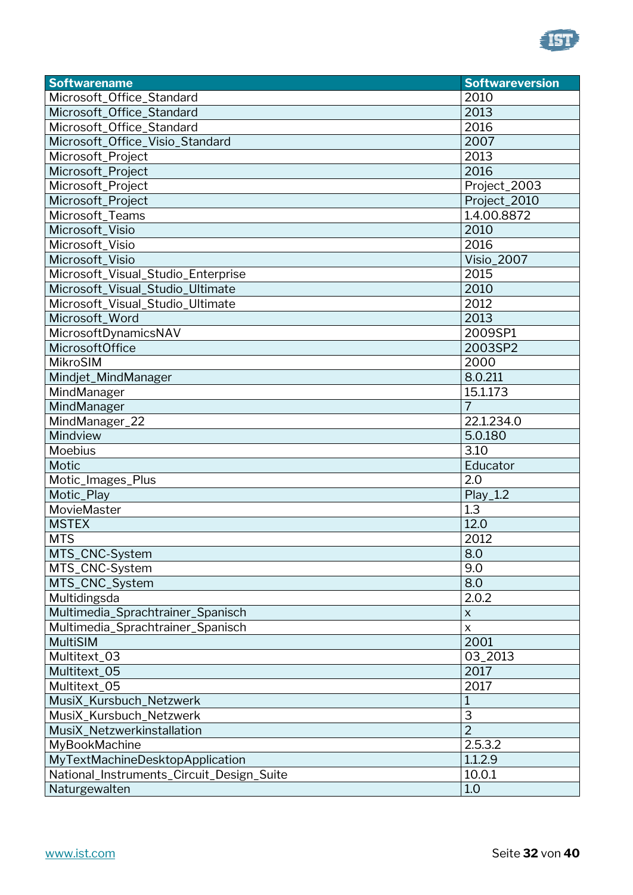| Softwarename | Softwareversion |
| --- | --- |
| Microsoft_Office_Standard | 2010 |
| Microsoft_Office_Standard | 2013 |
| Microsoft_Office_Standard | 2016 |
| Microsoft_Office_Visio_Standard | 2007 |
| Microsoft_Project | 2013 |
| Microsoft_Project | 2016 |
| Microsoft_Project | Project_2003 |
| Microsoft_Project | Project_2010 |
| Microsoft_Teams | 1.4.00.8872 |
| Microsoft_Visio | 2010 |
| Microsoft_Visio | 2016 |
| Microsoft_Visio | Visio_2007 |
| Microsoft_Visual_Studio_Enterprise | 2015 |
| Microsoft_Visual_Studio_Ultimate | 2010 |
| Microsoft_Visual_Studio_Ultimate | 2012 |
| Microsoft_Word | 2013 |
| MicrosoftDynamicsNAV | 2009SP1 |
| MicrosoftOffice | 2003SP2 |
| MikroSIM | 2000 |
| Mindjet_MindManager | 8.0.211 |
| MindManager | 15.1.173 |
| MindManager | 7 |
| MindManager_22 | 22.1.234.0 |
| Mindview | 5.0.180 |
| Moebius | 3.10 |
| Motic | Educator |
| Motic_Images_Plus | 2.0 |
| Motic_Play | Play_1.2 |
| MovieMaster | 1.3 |
| MSTEX | 12.0 |
| MTS | 2012 |
| MTS_CNC-System | 8.0 |
| MTS_CNC-System | 9.0 |
| MTS_CNC_System | 8.0 |
| Multidingsda | 2.0.2 |
| Multimedia_Sprachtrainer_Spanisch | x |
| Multimedia_Sprachtrainer_Spanisch | x |
| MultiSIM | 2001 |
| Multitext_03 | 03_2013 |
| Multitext_05 | 2017 |
| Multitext_05 | 2017 |
| MusiX_Kursbuch_Netzwerk | 1 |
| MusiX_Kursbuch_Netzwerk | 3 |
| MusiX_Netzwerkinstallation | 2 |
| MyBookMachine | 2.5.3.2 |
| MyTextMachineDesktopApplication | 1.1.2.9 |
| National_Instruments_Circuit_Design_Suite | 10.0.1 |
| Naturgewalten | 1.0 |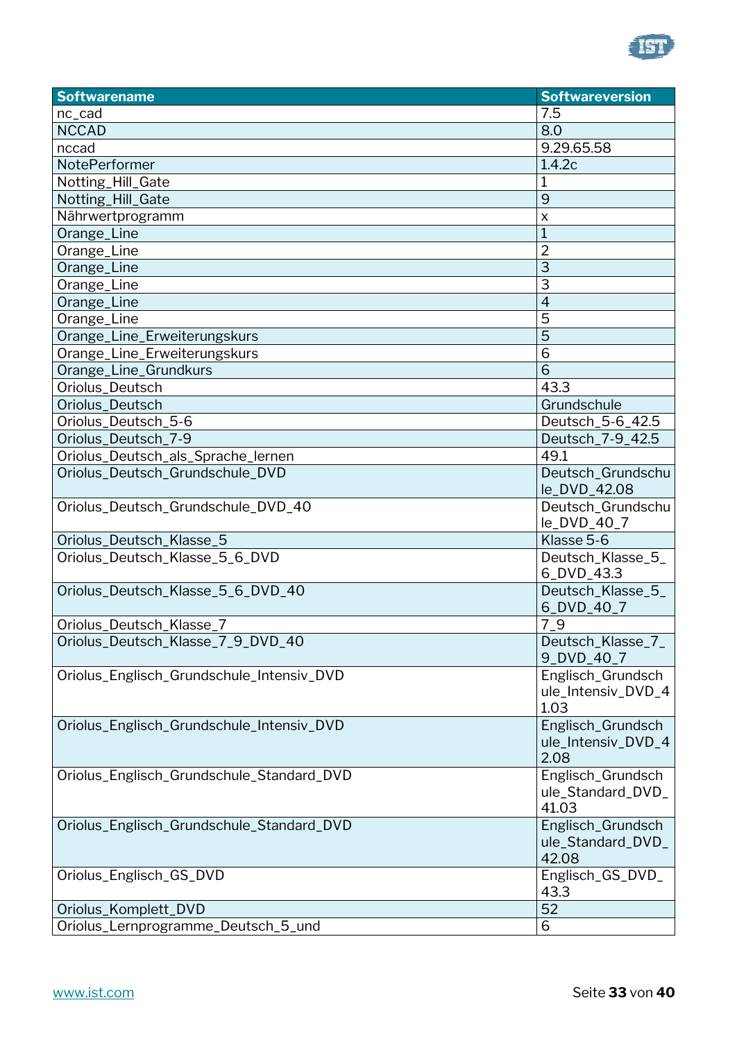| Softwarename | Softwareversion |
|---|---|
| nc_cad | 7.5 |
| NCCAD | 8.0 |
| nccad | 9.29.65.58 |
| NotePerformer | 1.4.2c |
| Notting_Hill_Gate | 1 |
| Notting_Hill_Gate | 9 |
| Nährwertprogramm | x |
| Orange_Line | 1 |
| Orange_Line | 2 |
| Orange_Line | 3 |
| Orange_Line | 3 |
| Orange_Line | 4 |
| Orange_Line | 5 |
| Orange_Line_Erweiterungskurs | 5 |
| Orange_Line_Erweiterungskurs | 6 |
| Orange_Line_Grundkurs | 6 |
| Oriolus_Deutsch | 43.3 |
| Oriolus_Deutsch | Grundschule |
| Oriolus_Deutsch_5-6 | Deutsch_5-6_42.5 |
| Oriolus_Deutsch_7-9 | Deutsch_7-9_42.5 |
| Oriolus_Deutsch_als_Sprache_lernen | 49.1 |
| Oriolus_Deutsch_Grundschule_DVD | Deutsch_Grundschule_DVD_42.08 |
| Oriolus_Deutsch_Grundschule_DVD_40 | Deutsch_Grundschule_DVD_40_7 |
| Oriolus_Deutsch_Klasse_5 | Klasse 5-6 |
| Oriolus_Deutsch_Klasse_5_6_DVD | Deutsch_Klasse_5_6_DVD_43.3 |
| Oriolus_Deutsch_Klasse_5_6_DVD_40 | Deutsch_Klasse_5_6_DVD_40_7 |
| Oriolus_Deutsch_Klasse_7 | 7_9 |
| Oriolus_Deutsch_Klasse_7_9_DVD_40 | Deutsch_Klasse_7_9_DVD_40_7 |
| Oriolus_Englisch_Grundschule_Intensiv_DVD | Englisch_Grundschule_Intensiv_DVD_41.03 |
| Oriolus_Englisch_Grundschule_Intensiv_DVD | Englisch_Grundschule_Intensiv_DVD_42.08 |
| Oriolus_Englisch_Grundschule_Standard_DVD | Englisch_Grundschule_Standard_DVD_41.03 |
| Oriolus_Englisch_Grundschule_Standard_DVD | Englisch_Grundschule_Standard_DVD_42.08 |
| Oriolus_Englisch_GS_DVD | Englisch_GS_DVD_43.3 |
| Oriolus_Komplett_DVD | 52 |
| Oriolus_Lernprogramme_Deutsch_5_und | 6 |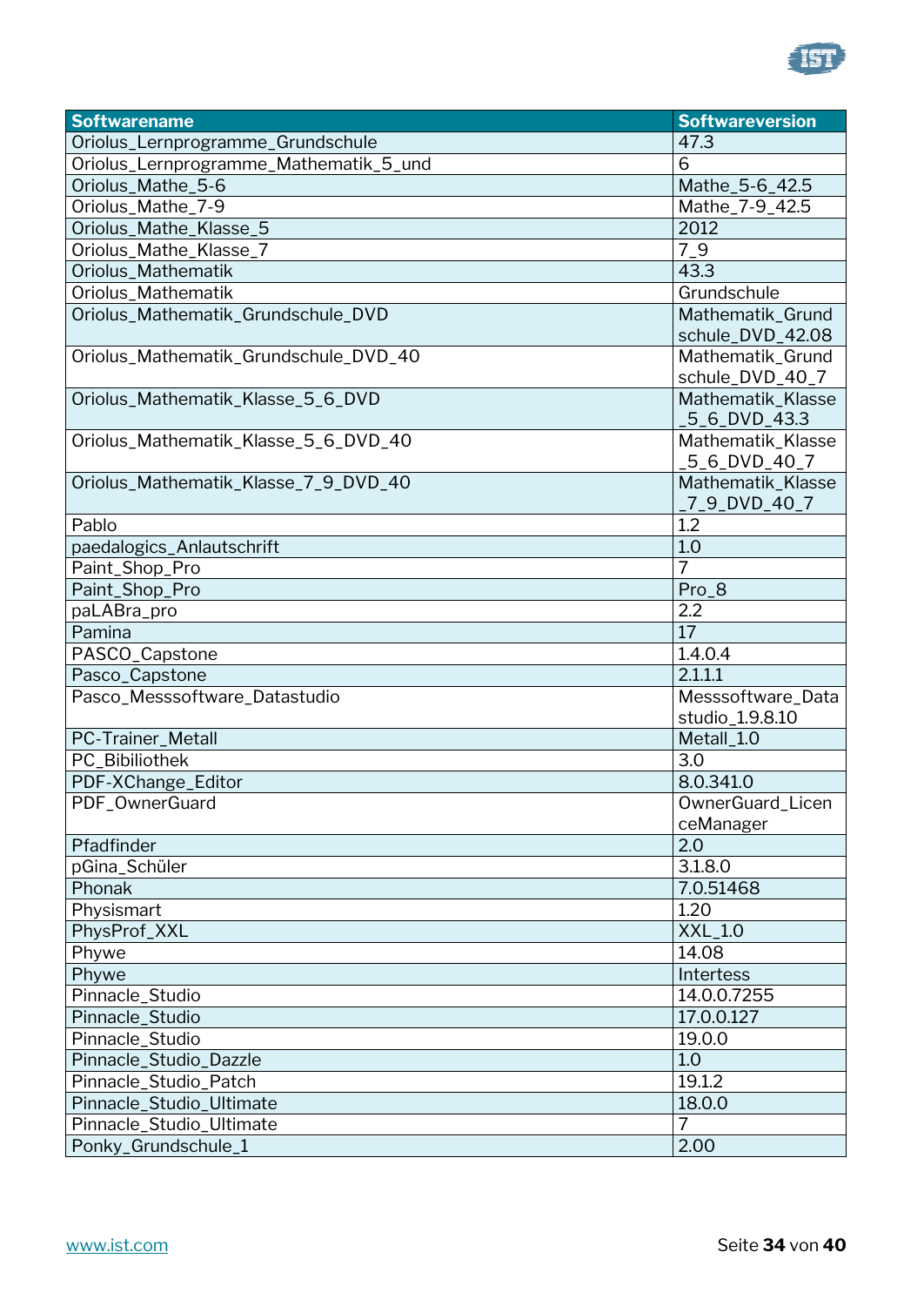| Softwarename | Softwareversion |
|---|---|
| Oriolus_Lernprogramme_Grundschule | 47.3 |
| Oriolus_Lernprogramme_Mathematik_5_und | 6 |
| Oriolus_Mathe_5-6 | Mathe_5-6_42.5 |
| Oriolus_Mathe_7-9 | Mathe_7-9_42.5 |
| Oriolus_Mathe_Klasse_5 | 2012 |
| Oriolus_Mathe_Klasse_7 | 7_9 |
| Oriolus_Mathematik | 43.3 |
| Oriolus_Mathematik | Grundschule |
| Oriolus_Mathematik_Grundschule_DVD | Mathematik_Grundschule_DVD_42.08 |
| Oriolus_Mathematik_Grundschule_DVD_40 | Mathematik_Grundschule_DVD_40_7 |
| Oriolus_Mathematik_Klasse_5_6_DVD | Mathematik_Klasse_5_6_DVD_43.3 |
| Oriolus_Mathematik_Klasse_5_6_DVD_40 | Mathematik_Klasse_5_6_DVD_40_7 |
| Oriolus_Mathematik_Klasse_7_9_DVD_40 | Mathematik_Klasse_7_9_DVD_40_7 |
| Pablo | 1.2 |
| paedalogics_Anlautschrift | 1.0 |
| Paint_Shop_Pro | 7 |
| Paint_Shop_Pro | Pro_8 |
| paLABra_pro | 2.2 |
| Pamina | 17 |
| PASCO_Capstone | 1.4.0.4 |
| Pasco_Capstone | 2.1.1.1 |
| Pasco_Messsoftware_Datastudio | Messsoftware_Datastudio_1.9.8.10 |
| PC-Trainer_Metall | Metall_1.0 |
| PC_Bibiliothek | 3.0 |
| PDF-XChange_Editor | 8.0.341.0 |
| PDF_OwnerGuard | OwnerGuard_LicenceManager |
| Pfadfinder | 2.0 |
| pGina_Schüler | 3.1.8.0 |
| Phonak | 7.0.51468 |
| Physismart | 1.20 |
| PhysProf_XXL | XXL_1.0 |
| Phywe | 14.08 |
| Phywe | Intertess |
| Pinnacle_Studio | 14.0.0.7255 |
| Pinnacle_Studio | 17.0.0.127 |
| Pinnacle_Studio | 19.0.0 |
| Pinnacle_Studio_Dazzle | 1.0 |
| Pinnacle_Studio_Patch | 19.1.2 |
| Pinnacle_Studio_Ultimate | 18.0.0 |
| Pinnacle_Studio_Ultimate | 7 |
| Ponky_Grundschule_1 | 2.00 |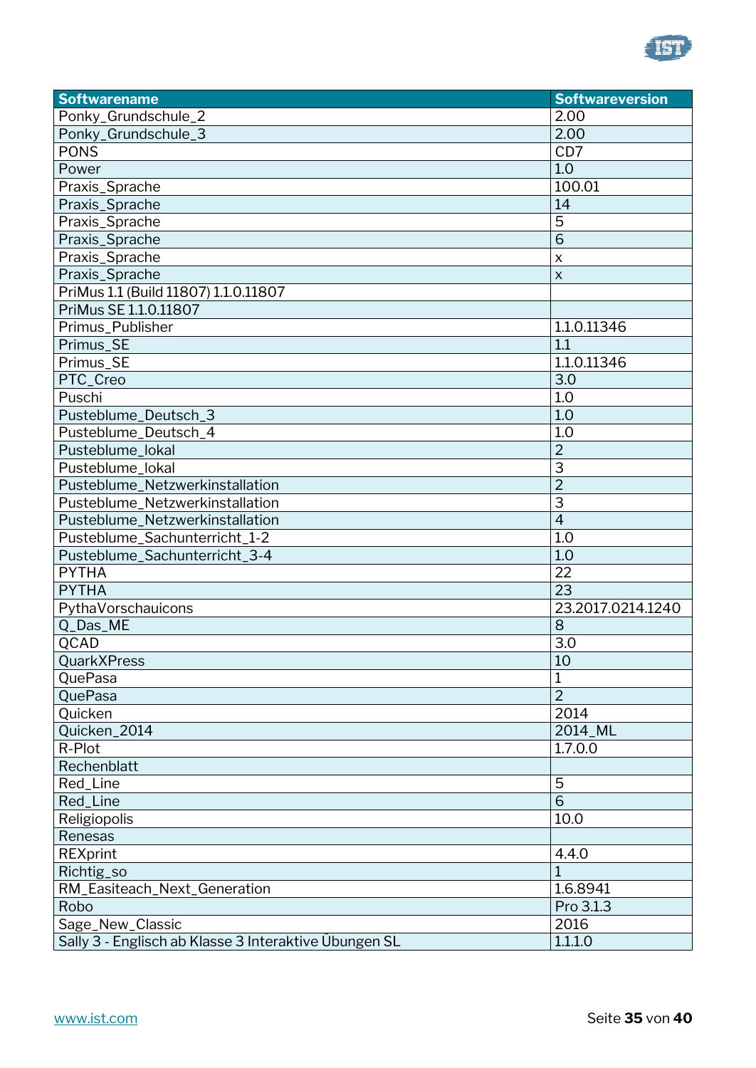| Softwarename | Softwareversion |
|---|---|
| Ponky_Grundschule_2 | 2.00 |
| Ponky_Grundschule_3 | 2.00 |
| PONS | CD7 |
| Power | 1.0 |
| Praxis_Sprache | 100.01 |
| Praxis_Sprache | 14 |
| Praxis_Sprache | 5 |
| Praxis_Sprache | 6 |
| Praxis_Sprache | x |
| Praxis_Sprache | x |
| PriMus 1.1 (Build 11807) 1.1.0.11807 | |
| PriMus SE 1.1.0.11807 | |
| Primus_Publisher | 1.1.0.11346 |
| Primus_SE | 1.1 |
| Primus_SE | 1.1.0.11346 |
| PTC_Creo | 3.0 |
| Puschi | 1.0 |
| Pusteblume_Deutsch_3 | 1.0 |
| Pusteblume_Deutsch_4 | 1.0 |
| Pusteblume_lokal | 2 |
| Pusteblume_lokal | 3 |
| Pusteblume_Netzwerkinstallation | 2 |
| Pusteblume_Netzwerkinstallation | 3 |
| Pusteblume_Netzwerkinstallation | 4 |
| Pusteblume_Sachunterricht_1-2 | 1.0 |
| Pusteblume_Sachunterricht_3-4 | 1.0 |
| PYTHA | 22 |
| PYTHA | 23 |
| PythaVorschauicons | 23.2017.0214.1240 |
| Q_Das_ME | 8 |
| QCAD | 3.0 |
| QuarkXPress | 10 |
| QuePasa | 1 |
| QuePasa | 2 |
| Quicken | 2014 |
| Quicken_2014 | 2014_ML |
| R-Plot | 1.7.0.0 |
| Rechenblatt | |
| Red_Line | 5 |
| Red_Line | 6 |
| Religiopolis | 10.0 |
| Renesas | |
| REXprint | 4.4.0 |
| Richtig_so | 1 |
| RM_Easiteach_Next_Generation | 1.6.8941 |
| Robo | Pro 3.1.3 |
| Sage_New_Classic | 2016 |
| Sally 3 - Englisch ab Klasse 3 Interaktive Übungen SL | 1.1.1.0 |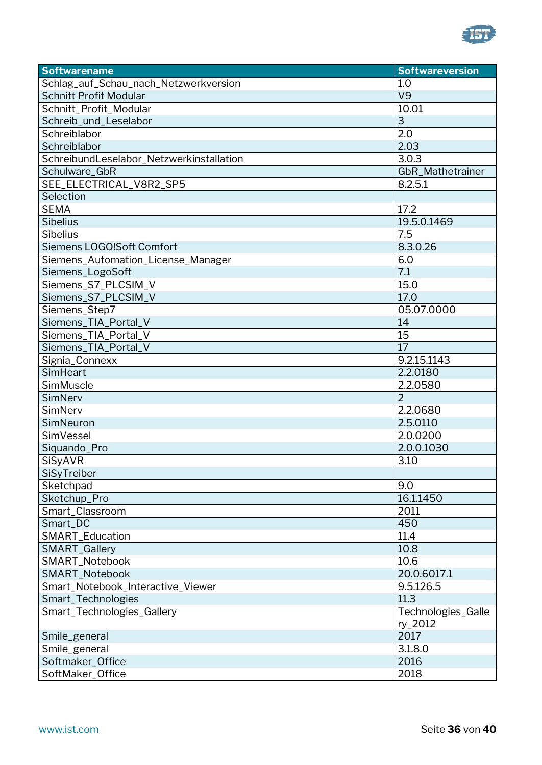| Softwarename | Softwareversion |
|---|---|
| Schlag_auf_Schau_nach_Netzwerkversion | 1.0 |
| Schnitt Profit Modular | V9 |
| Schnitt_Profit_Modular | 10.01 |
| Schreib_und_Leselabor | 3 |
| Schreiblabor | 2.0 |
| Schreiblabor | 2.03 |
| SchreibundLeselabor_Netzwerkinstallation | 3.0.3 |
| Schulware_GbR | GbR_Mathetrainer |
| SEE_ELECTRICAL_V8R2_SP5 | 8.2.5.1 |
| Selection | |
| SEMA | 17.2 |
| Sibelius | 19.5.0.1469 |
| Sibelius | 7.5 |
| Siemens LOGO!Soft Comfort | 8.3.0.26 |
| Siemens_Automation_License_Manager | 6.0 |
| Siemens_LogoSoft | 7.1 |
| Siemens_S7_PLCSIM_V | 15.0 |
| Siemens_S7_PLCSIM_V | 17.0 |
| Siemens_Step7 | 05.07.0000 |
| Siemens_TIA_Portal_V | 14 |
| Siemens_TIA_Portal_V | 15 |
| Siemens_TIA_Portal_V | 17 |
| Signia_Connexx | 9.2.15.1143 |
| SimHeart | 2.2.0180 |
| SimMuscle | 2.2.0580 |
| SimNerv | 2 |
| SimNerv | 2.2.0680 |
| SimNeuron | 2.5.0110 |
| SimVessel | 2.0.0200 |
| Siquando_Pro | 2.0.0.1030 |
| SiSyAVR | 3.10 |
| SiSyTreiber | |
| Sketchpad | 9.0 |
| Sketchup_Pro | 16.1.1450 |
| Smart_Classroom | 2011 |
| Smart_DC | 450 |
| SMART_Education | 11.4 |
| SMART_Gallery | 10.8 |
| SMART_Notebook | 10.6 |
| SMART_Notebook | 20.0.6017.1 |
| Smart_Notebook_Interactive_Viewer | 9.5.126.5 |
| Smart_Technologies | 11.3 |
| Smart_Technologies_Gallery | Technologies_Gallery_2012 |
| Smile_general | 2017 |
| Smile_general | 3.1.8.0 |
| Softmaker_Office | 2016 |
| SoftMaker_Office | 2018 |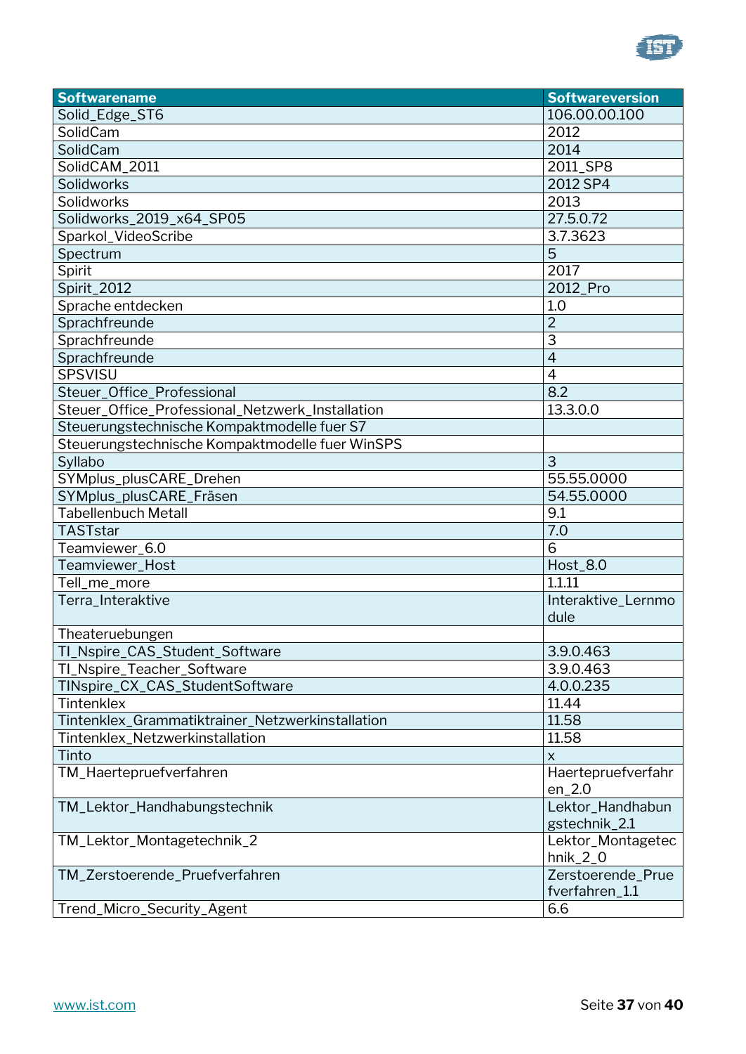| Softwarename | Softwareversion |
|---|---|
| Solid_Edge_ST6 | 106.00.00.100 |
| SolidCam | 2012 |
| SolidCam | 2014 |
| SolidCAM_2011 | 2011_SP8 |
| Solidworks | 2012 SP4 |
| Solidworks | 2013 |
| Solidworks_2019_x64_SP05 | 27.5.0.72 |
| Sparkol_VideoScribe | 3.7.3623 |
| Spectrum | 5 |
| Spirit | 2017 |
| Spirit_2012 | 2012_Pro |
| Sprache entdecken | 1.0 |
| Sprachfreunde | 2 |
| Sprachfreunde | 3 |
| Sprachfreunde | 4 |
| SPSVISU | 4 |
| Steuer_Office_Professional | 8.2 |
| Steuer_Office_Professional_Netzwerk_Installation | 13.3.0.0 |
| Steuerungstechnische Kompaktmodelle fuer S7 | |
| Steuerungstechnische Kompaktmodelle fuer WinSPS | |
| Syllabo | 3 |
| SYMplus_plusCARE_Drehen | 55.55.0000 |
| SYMplus_plusCARE_Fräsen | 54.55.0000 |
| Tabellenbuch Metall | 9.1 |
| TASTstar | 7.0 |
| Teamviewer_6.0 | 6 |
| Teamviewer_Host | Host_8.0 |
| Tell_me_more | 1.1.11 |
| Terra_Interaktive | Interaktive_Lernmodule |
| Theateruebungen | |
| TI_Nspire_CAS_Student_Software | 3.9.0.463 |
| TI_Nspire_Teacher_Software | 3.9.0.463 |
| TINspire_CX_CAS_StudentSoftware | 4.0.0.235 |
| Tintenklex | 11.44 |
| Tintenklex_Grammatiktrainer_Netzwerkinstallation | 11.58 |
| Tintenklex_Netzwerkinstallation | 11.58 |
| Tinto | x |
| TM_Haertepruefverfahren | Haertepruefverfahren_2.0 |
| TM_Lektor_Handhabungstechnik | Lektor_Handhabungstechnik_2.1 |
| TM_Lektor_Montagetechnik_2 | Lektor_Montagetechnik_2_0 |
| TM_Zerstoerende_Pruefverfahren | Zerstoerende_Pruefverfahren_1.1 |
| Trend_Micro_Security_Agent | 6.6 |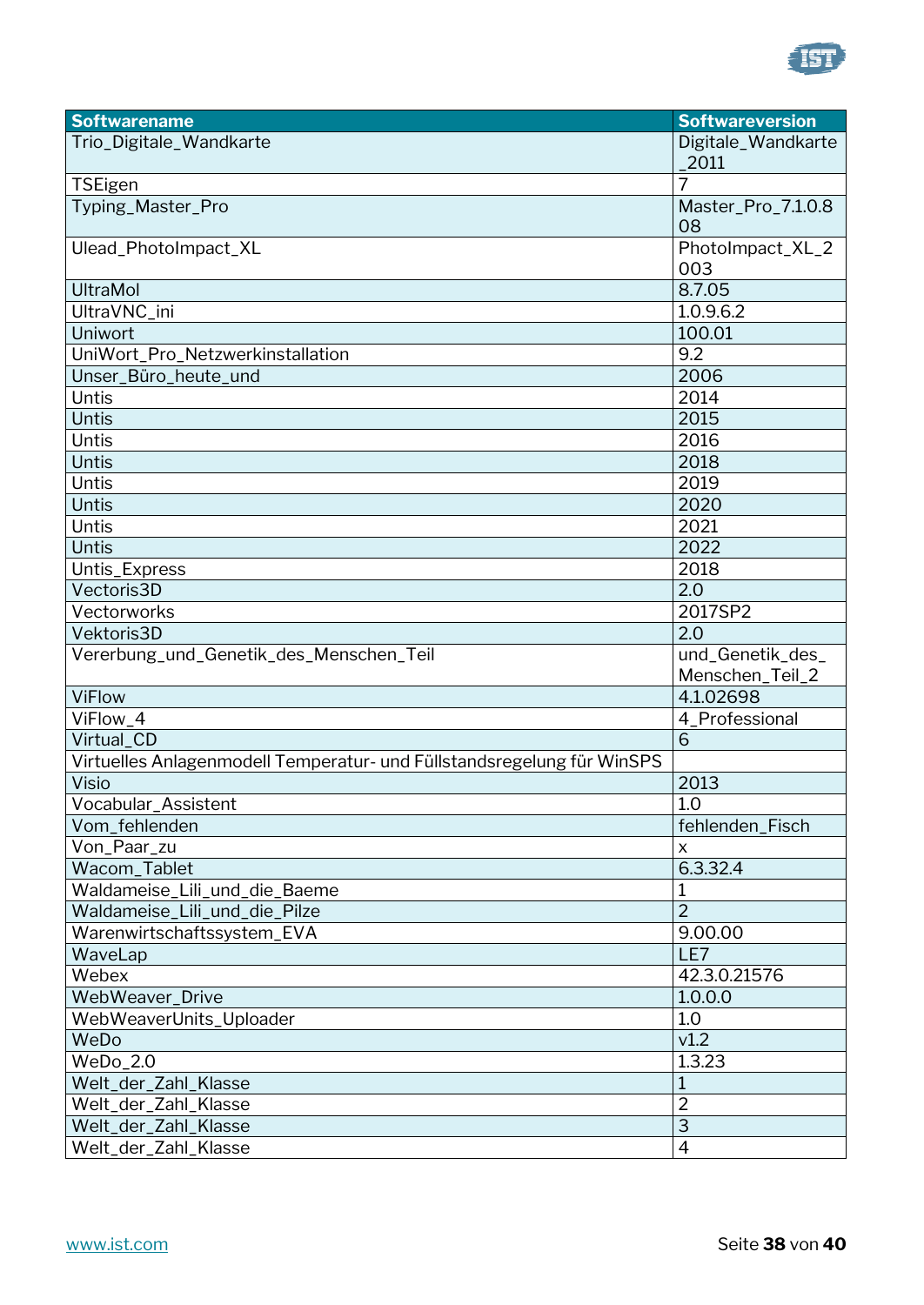| Softwarename | Softwareversion |
|---|---|
| Trio_Digitale_Wandkarte | Digitale_Wandkarte_2011 |
| TSEigen | 7 |
| Typing_Master_Pro | Master_Pro_7.1.0.808 |
| Ulead_PhotoImpact_XL | PhotoImpact_XL_2003 |
| UltraMol | 8.7.05 |
| UltraVNC_ini | 1.0.9.6.2 |
| Uniwort | 100.01 |
| UniWort_Pro_Netzwerkinstallation | 9.2 |
| Unser_Büro_heute_und | 2006 |
| Untis | 2014 |
| Untis | 2015 |
| Untis | 2016 |
| Untis | 2018 |
| Untis | 2019 |
| Untis | 2020 |
| Untis | 2021 |
| Untis | 2022 |
| Untis_Express | 2018 |
| Vectoris3D | 2.0 |
| Vectorworks | 2017SP2 |
| Vektoris3D | 2.0 |
| Vererbung_und_Genetik_des_Menschen_Teil | und_Genetik_des_Menschen_Teil_2 |
| ViFlow | 4.1.02698 |
| ViFlow_4 | 4_Professional |
| Virtual_CD | 6 |
| Virtuelles Anlagenmodell Temperatur- und Füllstandsregelung für WinSPS | |
| Visio | 2013 |
| Vocabular_Assistent | 1.0 |
| Vom_fehlenden | fehlenden_Fisch |
| Von_Paar_zu | x |
| Wacom_Tablet | 6.3.32.4 |
| Waldameise_Lili_und_die_Baeme | 1 |
| Waldameise_Lili_und_die_Pilze | 2 |
| Warenwirtschaftssystem_EVA | 9.00.00 |
| WaveLap | LE7 |
| Webex | 42.3.0.21576 |
| WebWeaver_Drive | 1.0.0.0 |
| WebWeaverUnits_Uploader | 1.0 |
| WeDo | v1.2 |
| WeDo_2.0 | 1.3.23 |
| Welt_der_Zahl_Klasse | 1 |
| Welt_der_Zahl_Klasse | 2 |
| Welt_der_Zahl_Klasse | 3 |
| Welt_der_Zahl_Klasse | 4 |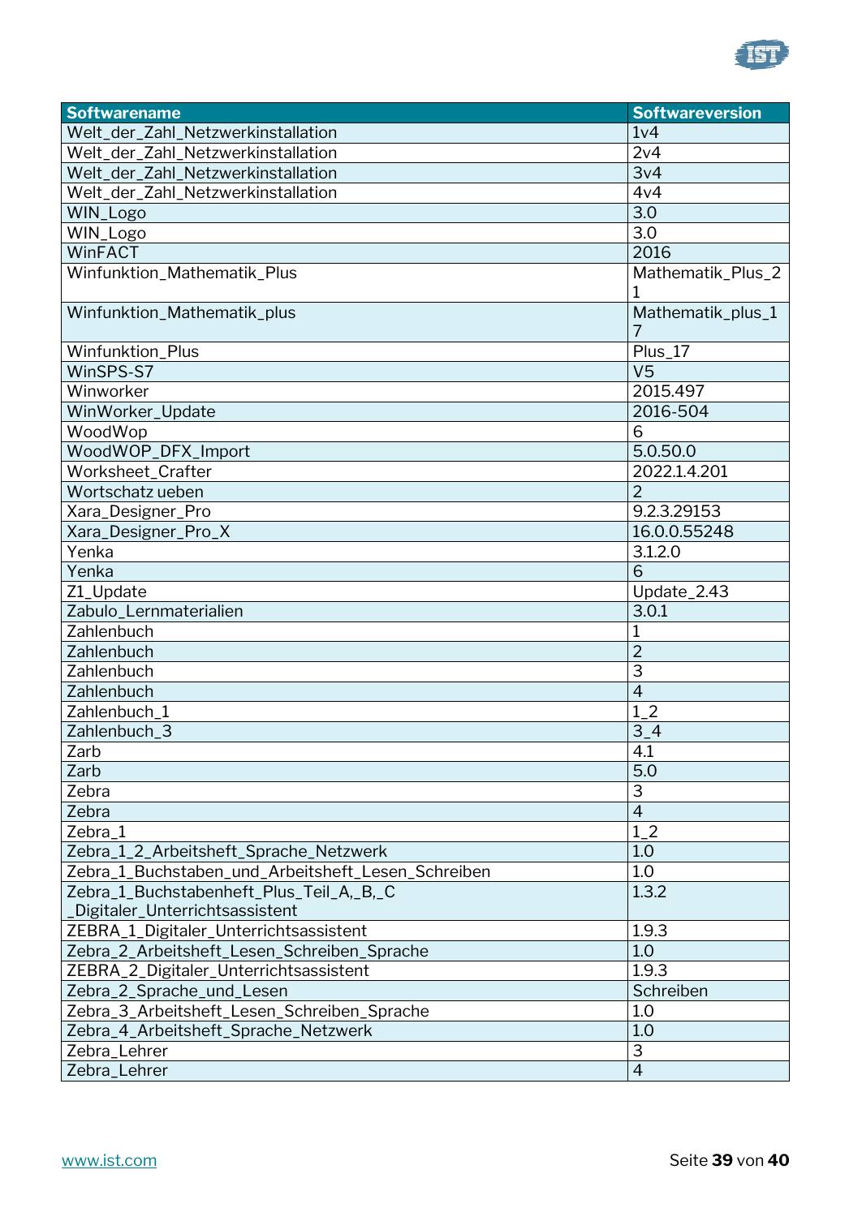| Softwarename | Softwareversion |
|---|---|
| Welt_der_Zahl_Netzwerkinstallation | 1v4 |
| Welt_der_Zahl_Netzwerkinstallation | 2v4 |
| Welt_der_Zahl_Netzwerkinstallation | 3v4 |
| Welt_der_Zahl_Netzwerkinstallation | 4v4 |
| WIN_Logo | 3.0 |
| WIN_Logo | 3.0 |
| WinFACT | 2016 |
| Winfunktion_Mathematik_Plus | Mathematik_Plus_21 |
| Winfunktion_Mathematik_plus | Mathematik_plus_17 |
| Winfunktion_Plus | Plus_17 |
| WinSPS-S7 | V5 |
| Winworker | 2015.497 |
| WinWorker_Update | 2016-504 |
| WoodWop | 6 |
| WoodWOP_DFX_Import | 5.0.50.0 |
| Worksheet_Crafter | 2022.1.4.201 |
| Wortschatz ueben | 2 |
| Xara_Designer_Pro | 9.2.3.29153 |
| Xara_Designer_Pro_X | 16.0.0.55248 |
| Yenka | 3.1.2.0 |
| Yenka | 6 |
| Z1_Update | Update_2.43 |
| Zabulo_Lernmaterialien | 3.0.1 |
| Zahlenbuch | 1 |
| Zahlenbuch | 2 |
| Zahlenbuch | 3 |
| Zahlenbuch | 4 |
| Zahlenbuch_1 | 1_2 |
| Zahlenbuch_3 | 3_4 |
| Zarb | 4.1 |
| Zarb | 5.0 |
| Zebra | 3 |
| Zebra | 4 |
| Zebra_1 | 1_2 |
| Zebra_1_2_Arbeitsheft_Sprache_Netzwerk | 1.0 |
| Zebra_1_Buchstaben_und_Arbeitsheft_Lesen_Schreiben | 1.0 |
| Zebra_1_Buchstabenheft_Plus_Teil_A,_B,_C_Digitaler_Unterrichtsassistent | 1.3.2 |
| ZEBRA_1_Digitaler_Unterrichtsassistent | 1.9.3 |
| Zebra_2_Arbeitsheft_Lesen_Schreiben_Sprache | 1.0 |
| ZEBRA_2_Digitaler_Unterrichtsassistent | 1.9.3 |
| Zebra_2_Sprache_und_Lesen | Schreiben |
| Zebra_3_Arbeitsheft_Lesen_Schreiben_Sprache | 1.0 |
| Zebra_4_Arbeitsheft_Sprache_Netzwerk | 1.0 |
| Zebra_Lehrer | 3 |
| Zebra_Lehrer | 4 |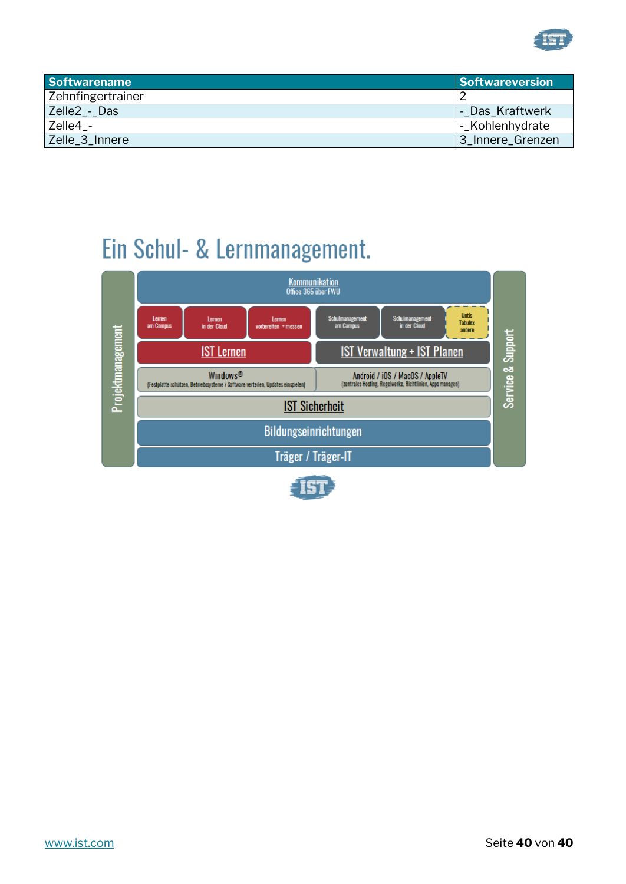| Softwarename | Softwareversion |
| --- | --- |
| Zehnfingertrainer | 2 |
| Zelle2_-_Das | -_Das_Kraftwerk |
| Zelle4_- | -_Kohlenhydrate |
| Zelle_3_Innere | 3_Innere_Grenzen |

Ein Schul- & Lernmanagement.

Projektmanagement

Kommunikation
Office 365 über FWU

Lernen am Campus

Lernen in der Cloud

Lernen vorbereiten + messen

Schulmanagement am Campus

Schulmanagement in der Cloud

Untis Tabulex andere

IST Lernen

IST Verwaltung + IST Planen

Windows®
(Festplatte schützen, Betriebssysteme / Software verteilen, Updates einspielen)

Android / iOS / MacOS / AppleTV
(zentrales Hosting, Regelwerke, Richtlinien, Apps managen)

IST Sicherheit

Bildungseinrichtungen

Träger / Träger-IT

Service & Support

IST

www.ist.com